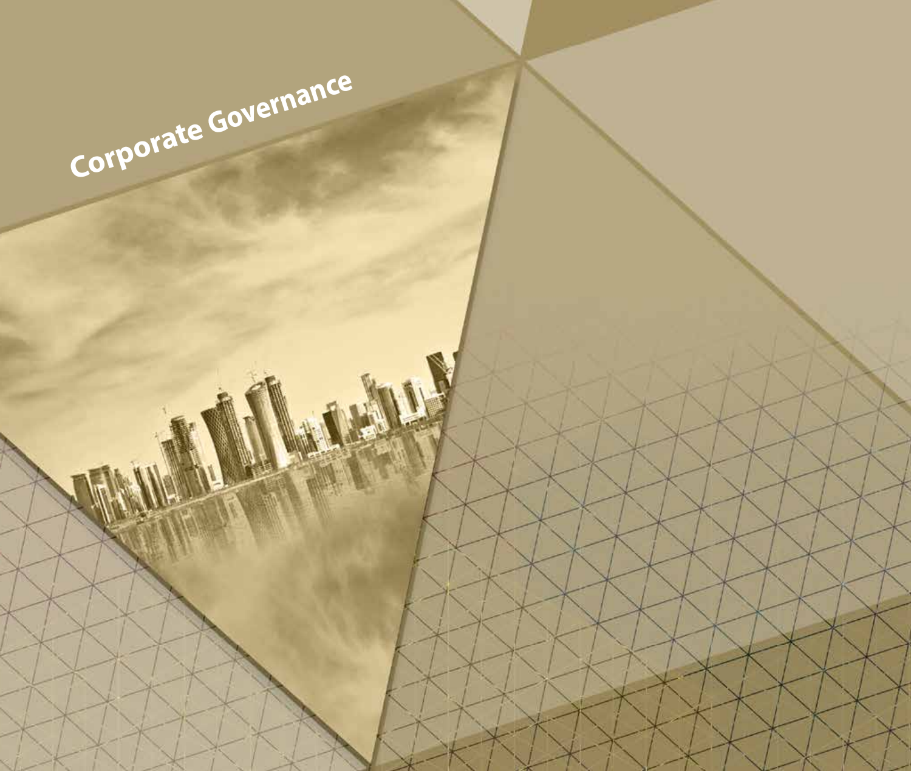# Corporate Governance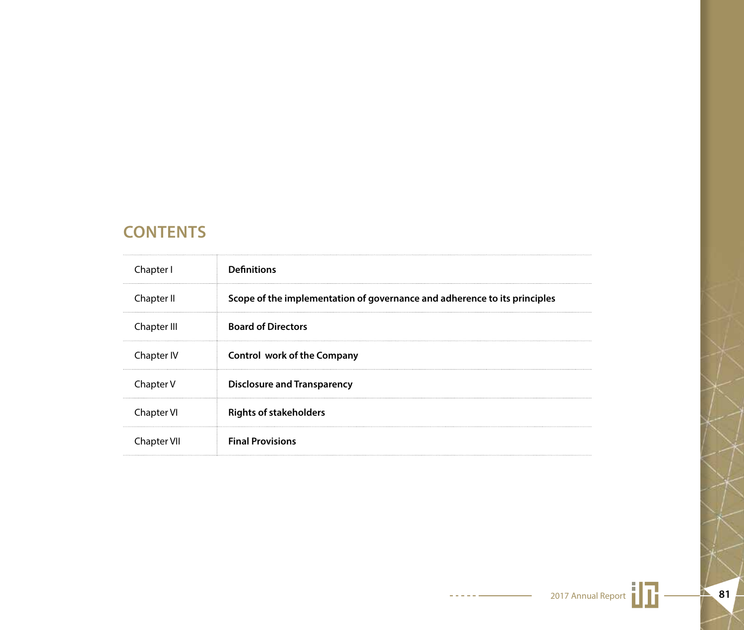## CONTENTS

| | |
|---|---|
| Chapter I | **Definitions** |
| Chapter II | **Scope of the implementation of governance and adherence to its principles** |
| Chapter III | **Board of Directors** |
| Chapter IV | **Control work of the Company** |
| Chapter V | **Disclosure and Transparency** |
| Chapter VI | **Rights of stakeholders** |
| Chapter VII | **Final Provisions** |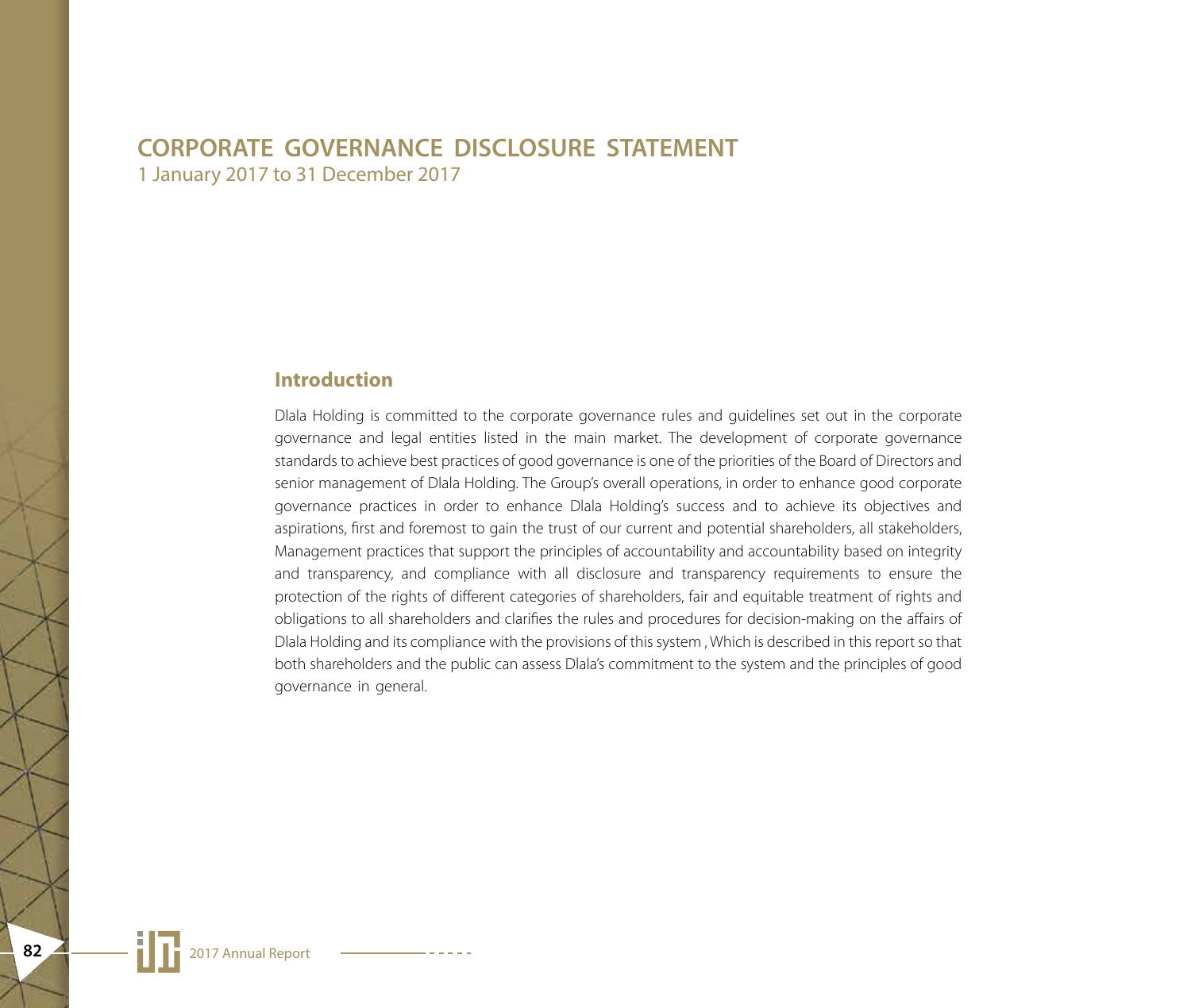# CORPORATE GOVERNANCE DISCLOSURE STATEMENT

1 January 2017 to 31 December 2017

## Introduction

Dlala Holding is committed to the corporate governance rules and guidelines set out in the corporate governance and legal entities listed in the main market. The development of corporate governance standards to achieve best practices of good governance is one of the priorities of the Board of Directors and senior management of Dlala Holding. The Group's overall operations, in order to enhance good corporate governance practices in order to enhance Dlala Holding's success and to achieve its objectives and aspirations, first and foremost to gain the trust of our current and potential shareholders, all stakeholders, Management practices that support the principles of accountability and accountability based on integrity and transparency, and compliance with all disclosure and transparency requirements to ensure the protection of the rights of different categories of shareholders, fair and equitable treatment of rights and obligations to all shareholders and clarifies the rules and procedures for decision-making on the affairs of Dlala Holding and its compliance with the provisions of this system , Which is described in this report so that both shareholders and the public can assess Dlala's commitment to the system and the principles of good governance in general.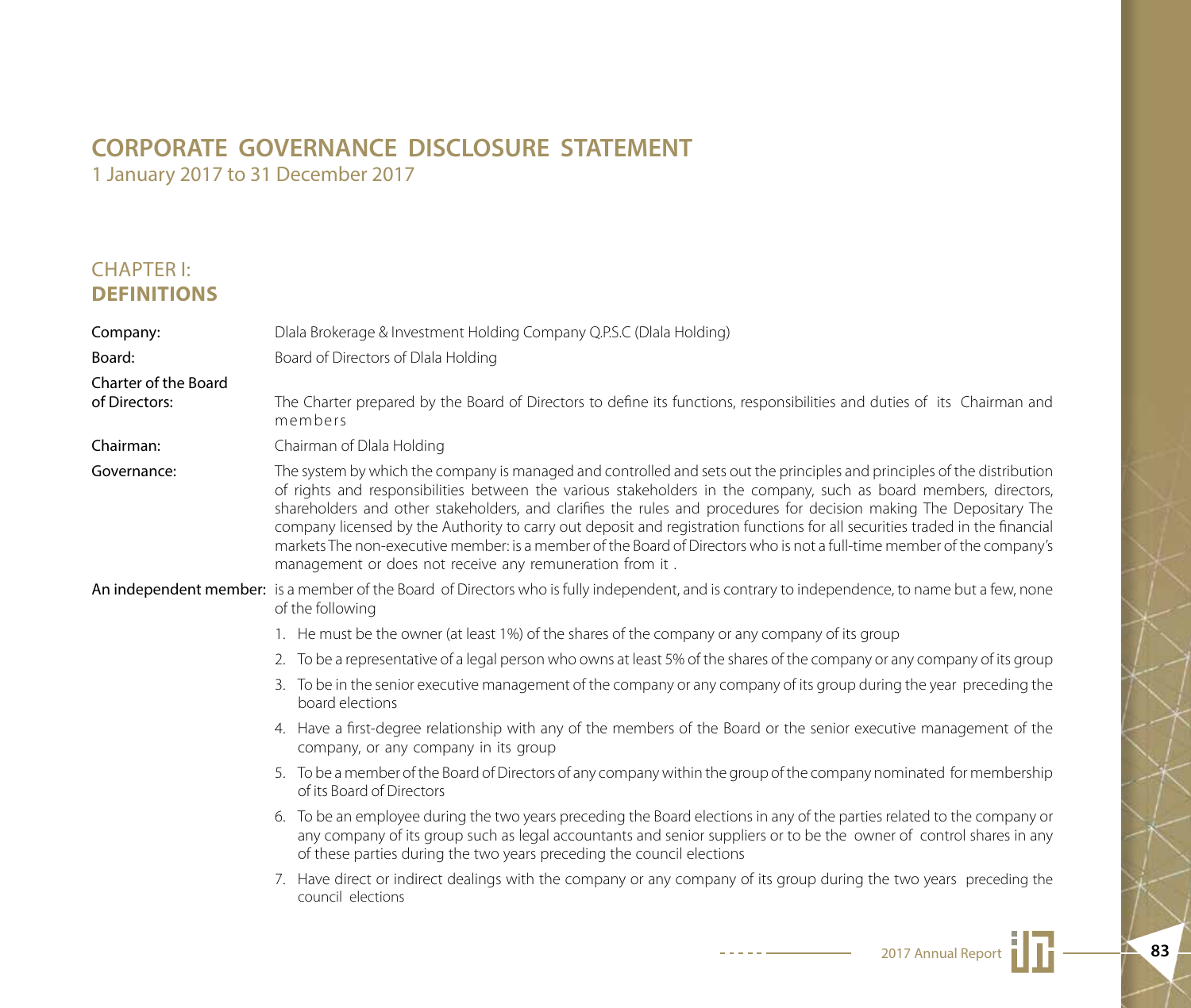# CORPORATE GOVERNANCE DISCLOSURE STATEMENT

1 January 2017 to 31 December 2017

## CHAPTER I: **DEFINITIONS**

**Company:** Dlala Brokerage & Investment Holding Company Q.P.S.C (Dlala Holding)

**Board:** Board of Directors of Dlala Holding

**Charter of the Board of Directors:** The Charter prepared by the Board of Directors to define its functions, responsibilities and duties of its Chairman and members

**Chairman:** Chairman of Dlala Holding

**Governance:** The system by which the company is managed and controlled and sets out the principles and principles of the distribution of rights and responsibilities between the various stakeholders in the company, such as board members, directors, shareholders and other stakeholders, and clarifies the rules and procedures for decision making The Depositary The company licensed by the Authority to carry out deposit and registration functions for all securities traded in the financial markets The non-executive member: is a member of the Board of Directors who is not a full-time member of the company's management or does not receive any remuneration from it .

**An independent member:** is a member of the Board of Directors who is fully independent, and is contrary to independence, to name but a few, none of the following

1. He must be the owner (at least 1%) of the shares of the company or any company of its group
2. To be a representative of a legal person who owns at least 5% of the shares of the company or any company of its group
3. To be in the senior executive management of the company or any company of its group during the year preceding the board elections
4. Have a first-degree relationship with any of the members of the Board or the senior executive management of the company, or any company in its group
5. To be a member of the Board of Directors of any company within the group of the company nominated for membership of its Board of Directors
6. To be an employee during the two years preceding the Board elections in any of the parties related to the company or any company of its group such as legal accountants and senior suppliers or to be the owner of control shares in any of these parties during the two years preceding the council elections
7. Have direct or indirect dealings with the company or any company of its group during the two years preceding the council elections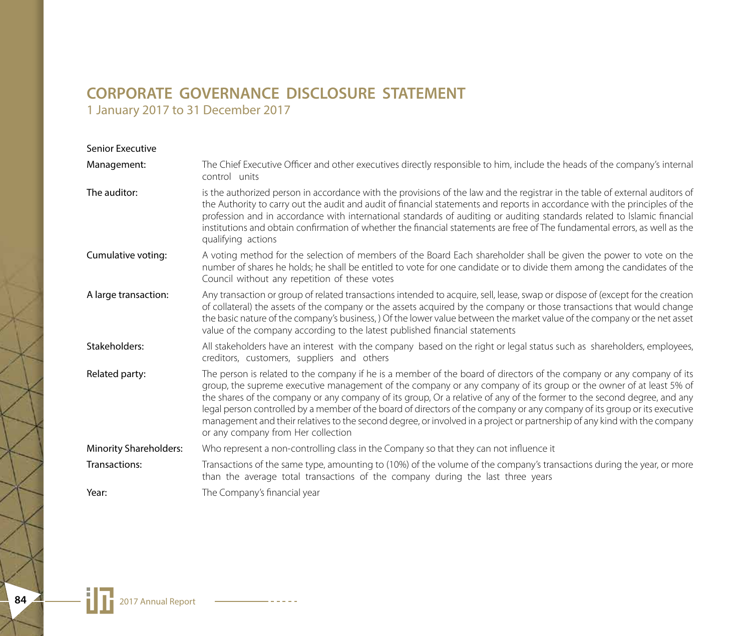# CORPORATE GOVERNANCE DISCLOSURE STATEMENT

1 January 2017 to 31 December 2017

| | |
|---|---|
| Senior Executive Management: | The Chief Executive Officer and other executives directly responsible to him, include the heads of the company's internal control units |
| The auditor: | is the authorized person in accordance with the provisions of the law and the registrar in the table of external auditors of the Authority to carry out the audit and audit of financial statements and reports in accordance with the principles of the profession and in accordance with international standards of auditing or auditing standards related to Islamic financial institutions and obtain confirmation of whether the financial statements are free of The fundamental errors, as well as the qualifying actions |
| Cumulative voting: | A voting method for the selection of members of the Board Each shareholder shall be given the power to vote on the number of shares he holds; he shall be entitled to vote for one candidate or to divide them among the candidates of the Council without any repetition of these votes |
| A large transaction: | Any transaction or group of related transactions intended to acquire, sell, lease, swap or dispose of (except for the creation of collateral) the assets of the company or the assets acquired by the company or those transactions that would change the basic nature of the company's business, ) Of the lower value between the market value of the company or the net asset value of the company according to the latest published financial statements |
| Stakeholders: | All stakeholders have an interest with the company based on the right or legal status such as shareholders, employees, creditors, customers, suppliers and others |
| Related party: | The person is related to the company if he is a member of the board of directors of the company or any company of its group, the supreme executive management of the company or any company of its group or the owner of at least 5% of the shares of the company or any company of its group, Or a relative of any of the former to the second degree, and any legal person controlled by a member of the board of directors of the company or any company of its group or its executive management and their relatives to the second degree, or involved in a project or partnership of any kind with the company or any company from Her collection |
| Minority Shareholders: | Who represent a non-controlling class in the Company so that they can not influence it |
| Transactions: | Transactions of the same type, amounting to (10%) of the volume of the company's transactions during the year, or more than the average total transactions of the company during the last three years |
| Year: | The Company's financial year |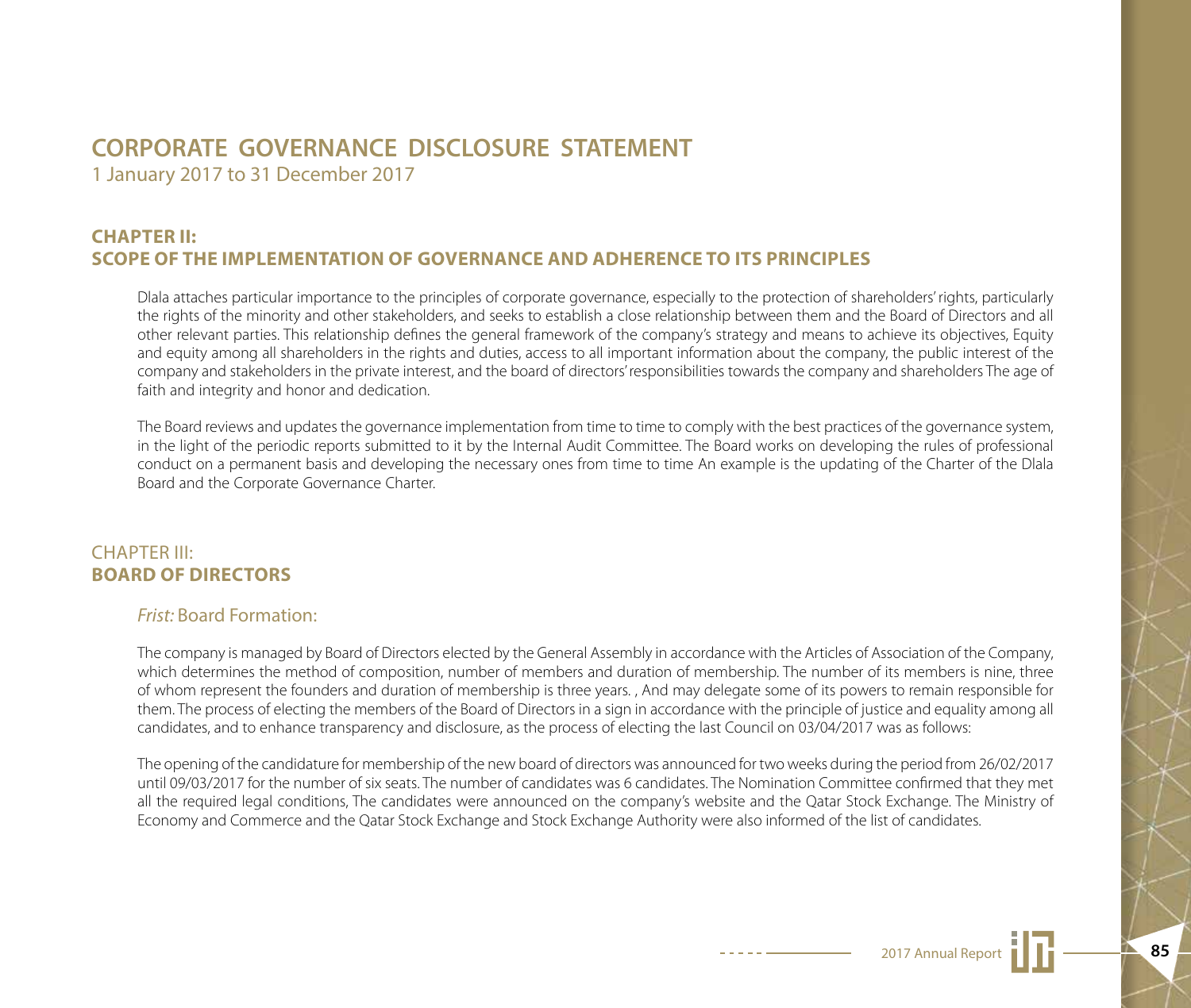# CORPORATE GOVERNANCE DISCLOSURE STATEMENT

1 January 2017 to 31 December 2017

## CHAPTER II:
## SCOPE OF THE IMPLEMENTATION OF GOVERNANCE AND ADHERENCE TO ITS PRINCIPLES

Dlala attaches particular importance to the principles of corporate governance, especially to the protection of shareholders' rights, particularly the rights of the minority and other stakeholders, and seeks to establish a close relationship between them and the Board of Directors and all other relevant parties. This relationship defines the general framework of the company's strategy and means to achieve its objectives, Equity and equity among all shareholders in the rights and duties, access to all important information about the company, the public interest of the company and stakeholders in the private interest, and the board of directors' responsibilities towards the company and shareholders The age of faith and integrity and honor and dedication.

The Board reviews and updates the governance implementation from time to time to comply with the best practices of the governance system, in the light of the periodic reports submitted to it by the Internal Audit Committee. The Board works on developing the rules of professional conduct on a permanent basis and developing the necessary ones from time to time An example is the updating of the Charter of the Dlala Board and the Corporate Governance Charter.

## CHAPTER III:
## **BOARD OF DIRECTORS**

### *Frist:* Board Formation:

The company is managed by Board of Directors elected by the General Assembly in accordance with the Articles of Association of the Company, which determines the method of composition, number of members and duration of membership. The number of its members is nine, three of whom represent the founders and duration of membership is three years. , And may delegate some of its powers to remain responsible for them. The process of electing the members of the Board of Directors in a sign in accordance with the principle of justice and equality among all candidates, and to enhance transparency and disclosure, as the process of electing the last Council on 03/04/2017 was as follows:

The opening of the candidature for membership of the new board of directors was announced for two weeks during the period from 26/02/2017 until 09/03/2017 for the number of six seats. The number of candidates was 6 candidates. The Nomination Committee confirmed that they met all the required legal conditions, The candidates were announced on the company's website and the Qatar Stock Exchange. The Ministry of Economy and Commerce and the Qatar Stock Exchange and Stock Exchange Authority were also informed of the list of candidates.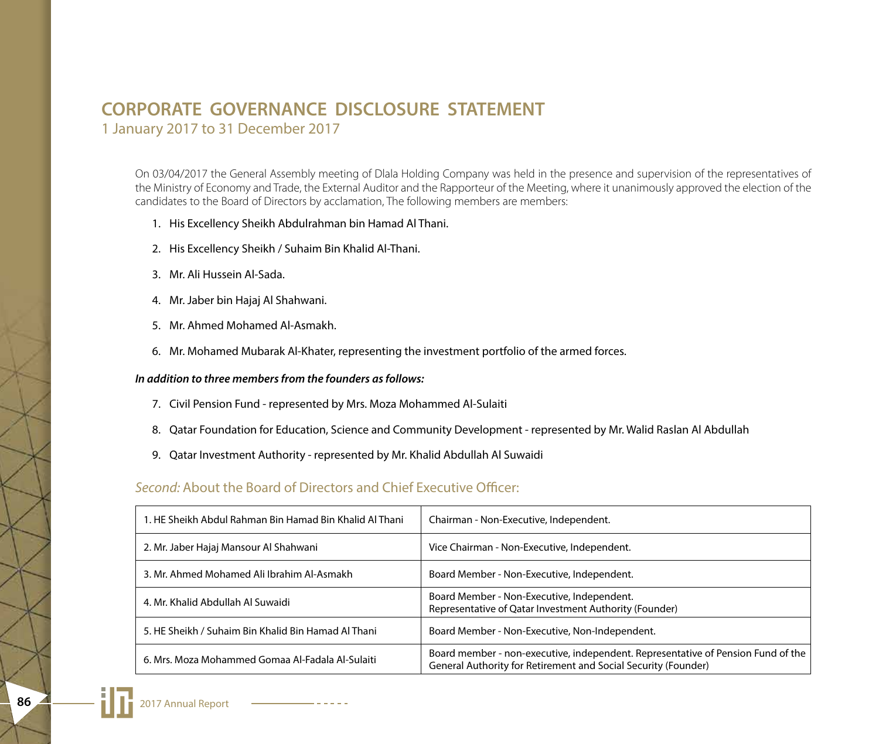# CORPORATE GOVERNANCE DISCLOSURE STATEMENT

1 January 2017 to 31 December 2017

On 03/04/2017 the General Assembly meeting of Dlala Holding Company was held in the presence and supervision of the representatives of the Ministry of Economy and Trade, the External Auditor and the Rapporteur of the Meeting, where it unanimously approved the election of the candidates to the Board of Directors by acclamation, The following members are members:

1. His Excellency Sheikh Abdulrahman bin Hamad Al Thani.
2. His Excellency Sheikh / Suhaim Bin Khalid Al-Thani.
3. Mr. Ali Hussein Al-Sada.
4. Mr. Jaber bin Hajaj Al Shahwani.
5. Mr. Ahmed Mohamed Al-Asmakh.
6. Mr. Mohamed Mubarak Al-Khater, representing the investment portfolio of the armed forces.

***In addition to three members from the founders as follows:***

7. Civil Pension Fund - represented by Mrs. Moza Mohammed Al-Sulaiti
8. Qatar Foundation for Education, Science and Community Development - represented by Mr. Walid Raslan Al Abdullah
9. Qatar Investment Authority - represented by Mr. Khalid Abdullah Al Suwaidi

## *Second:* About the Board of Directors and Chief Executive Officer:

| | |
|---|---|
| 1. HE Sheikh Abdul Rahman Bin Hamad Bin Khalid Al Thani | Chairman - Non-Executive, Independent. |
| 2. Mr. Jaber Hajaj Mansour Al Shahwani | Vice Chairman - Non-Executive, Independent. |
| 3. Mr. Ahmed Mohamed Ali Ibrahim Al-Asmakh | Board Member - Non-Executive, Independent. |
| 4. Mr. Khalid Abdullah Al Suwaidi | Board Member - Non-Executive, Independent. Representative of Qatar Investment Authority (Founder) |
| 5. HE Sheikh / Suhaim Bin Khalid Bin Hamad Al Thani | Board Member - Non-Executive, Non-Independent. |
| 6. Mrs. Moza Mohammed Gomaa Al-Fadala Al-Sulaiti | Board member - non-executive, independent. Representative of Pension Fund of the General Authority for Retirement and Social Security (Founder) |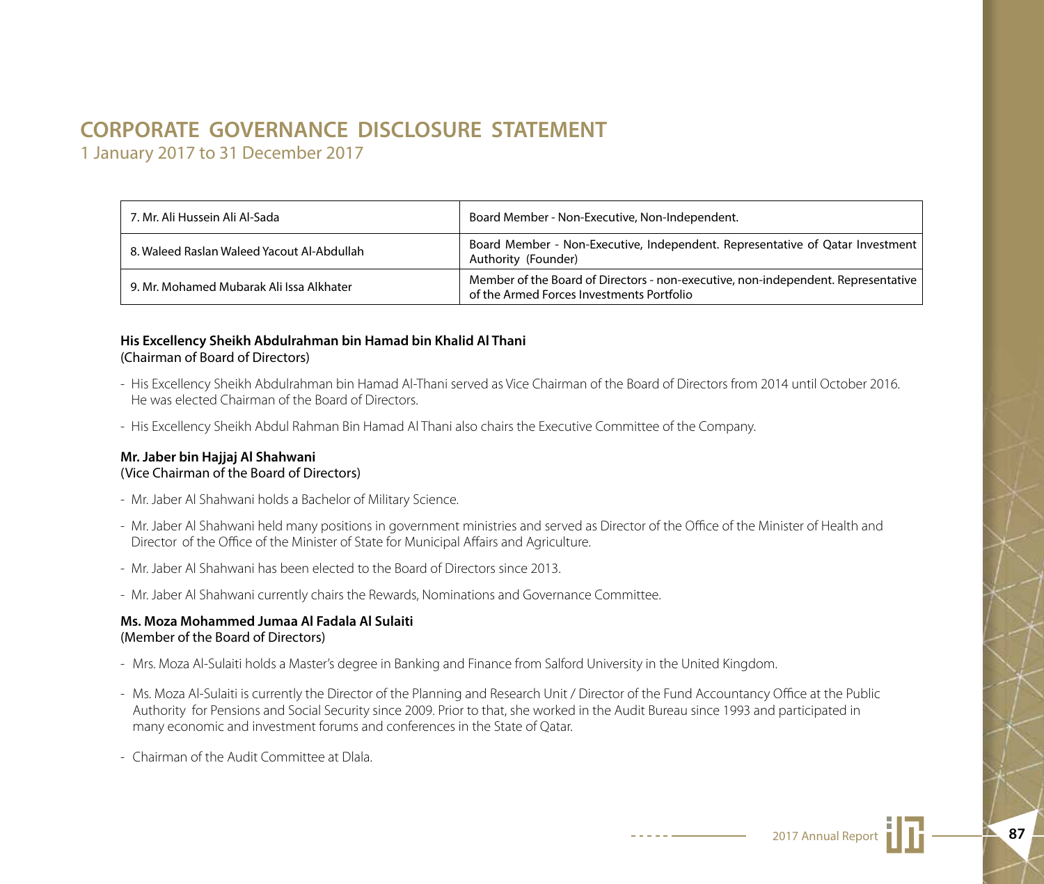# CORPORATE GOVERNANCE DISCLOSURE STATEMENT

1 January 2017 to 31 December 2017

| | |
|---|---|
| 7. Mr. Ali Hussein Ali Al-Sada | Board Member - Non-Executive, Non-Independent. |
| 8. Waleed Raslan Waleed Yacout Al-Abdullah | Board Member - Non-Executive, Independent. Representative of Qatar Investment Authority (Founder) |
| 9. Mr. Mohamed Mubarak Ali Issa Alkhater | Member of the Board of Directors - non-executive, non-independent. Representative of the Armed Forces Investments Portfolio |

**His Excellency Sheikh Abdulrahman bin Hamad bin Khalid Al Thani**
(Chairman of Board of Directors)

- His Excellency Sheikh Abdulrahman bin Hamad Al-Thani served as Vice Chairman of the Board of Directors from 2014 until October 2016. He was elected Chairman of the Board of Directors.
- His Excellency Sheikh Abdul Rahman Bin Hamad Al Thani also chairs the Executive Committee of the Company.

**Mr. Jaber bin Hajjaj Al Shahwani**
(Vice Chairman of the Board of Directors)

- Mr. Jaber Al Shahwani holds a Bachelor of Military Science.
- Mr. Jaber Al Shahwani held many positions in government ministries and served as Director of the Office of the Minister of Health and Director of the Office of the Minister of State for Municipal Affairs and Agriculture.
- Mr. Jaber Al Shahwani has been elected to the Board of Directors since 2013.
- Mr. Jaber Al Shahwani currently chairs the Rewards, Nominations and Governance Committee.

**Ms. Moza Mohammed Jumaa Al Fadala Al Sulaiti**
(Member of the Board of Directors)

- Mrs. Moza Al-Sulaiti holds a Master's degree in Banking and Finance from Salford University in the United Kingdom.
- Ms. Moza Al-Sulaiti is currently the Director of the Planning and Research Unit / Director of the Fund Accountancy Office at the Public Authority for Pensions and Social Security since 2009. Prior to that, she worked in the Audit Bureau since 1993 and participated in many economic and investment forums and conferences in the State of Qatar.
- Chairman of the Audit Committee at Dlala.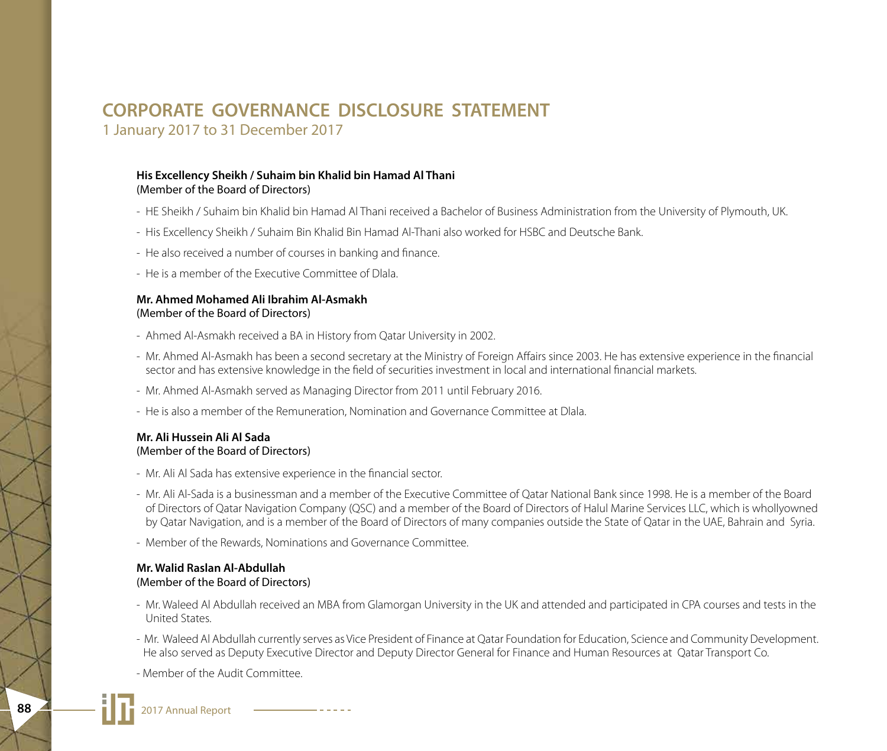# CORPORATE GOVERNANCE DISCLOSURE STATEMENT

1 January 2017 to 31 December 2017

**His Excellency Sheikh / Suhaim bin Khalid bin Hamad Al Thani**
(Member of the Board of Directors)

- HE Sheikh / Suhaim bin Khalid bin Hamad Al Thani received a Bachelor of Business Administration from the University of Plymouth, UK.
- His Excellency Sheikh / Suhaim Bin Khalid Bin Hamad Al-Thani also worked for HSBC and Deutsche Bank.
- He also received a number of courses in banking and finance.
- He is a member of the Executive Committee of Dlala.

**Mr. Ahmed Mohamed Ali Ibrahim Al-Asmakh**
(Member of the Board of Directors)

- Ahmed Al-Asmakh received a BA in History from Qatar University in 2002.
- Mr. Ahmed Al-Asmakh has been a second secretary at the Ministry of Foreign Affairs since 2003. He has extensive experience in the financial sector and has extensive knowledge in the field of securities investment in local and international financial markets.
- Mr. Ahmed Al-Asmakh served as Managing Director from 2011 until February 2016.
- He is also a member of the Remuneration, Nomination and Governance Committee at Dlala.

**Mr. Ali Hussein Ali Al Sada**
(Member of the Board of Directors)

- Mr. Ali Al Sada has extensive experience in the financial sector.
- Mr. Ali Al-Sada is a businessman and a member of the Executive Committee of Qatar National Bank since 1998. He is a member of the Board of Directors of Qatar Navigation Company (QSC) and a member of the Board of Directors of Halul Marine Services LLC, which is whollyowned by Qatar Navigation, and is a member of the Board of Directors of many companies outside the State of Qatar in the UAE, Bahrain and Syria.
- Member of the Rewards, Nominations and Governance Committee.

**Mr. Walid Raslan Al-Abdullah**
(Member of the Board of Directors)

- Mr. Waleed Al Abdullah received an MBA from Glamorgan University in the UK and attended and participated in CPA courses and tests in the United States.
- Mr. Waleed Al Abdullah currently serves as Vice President of Finance at Qatar Foundation for Education, Science and Community Development. He also served as Deputy Executive Director and Deputy Director General for Finance and Human Resources at Qatar Transport Co.
- Member of the Audit Committee.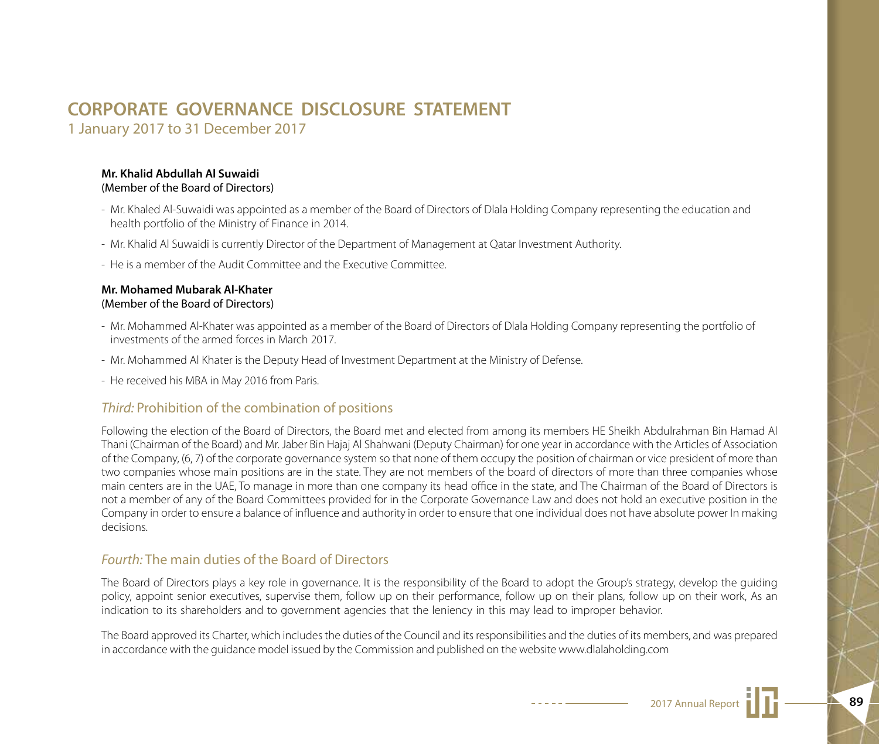# CORPORATE GOVERNANCE DISCLOSURE STATEMENT

1 January 2017 to 31 December 2017

**Mr. Khalid Abdullah Al Suwaidi**
(Member of the Board of Directors)

- Mr. Khaled Al-Suwaidi was appointed as a member of the Board of Directors of Dlala Holding Company representing the education and health portfolio of the Ministry of Finance in 2014.
- Mr. Khalid Al Suwaidi is currently Director of the Department of Management at Qatar Investment Authority.
- He is a member of the Audit Committee and the Executive Committee.

**Mr. Mohamed Mubarak Al-Khater**
(Member of the Board of Directors)

- Mr. Mohammed Al-Khater was appointed as a member of the Board of Directors of Dlala Holding Company representing the portfolio of investments of the armed forces in March 2017.
- Mr. Mohammed Al Khater is the Deputy Head of Investment Department at the Ministry of Defense.
- He received his MBA in May 2016 from Paris.

## *Third:* Prohibition of the combination of positions

Following the election of the Board of Directors, the Board met and elected from among its members HE Sheikh Abdulrahman Bin Hamad Al Thani (Chairman of the Board) and Mr. Jaber Bin Hajaj Al Shahwani (Deputy Chairman) for one year in accordance with the Articles of Association of the Company, (6, 7) of the corporate governance system so that none of them occupy the position of chairman or vice president of more than two companies whose main positions are in the state. They are not members of the board of directors of more than three companies whose main centers are in the UAE, To manage in more than one company its head office in the state, and The Chairman of the Board of Directors is not a member of any of the Board Committees provided for in the Corporate Governance Law and does not hold an executive position in the Company in order to ensure a balance of influence and authority in order to ensure that one individual does not have absolute power In making decisions.

## *Fourth:* The main duties of the Board of Directors

The Board of Directors plays a key role in governance. It is the responsibility of the Board to adopt the Group's strategy, develop the guiding policy, appoint senior executives, supervise them, follow up on their performance, follow up on their plans, follow up on their work, As an indication to its shareholders and to government agencies that the leniency in this may lead to improper behavior.

The Board approved its Charter, which includes the duties of the Council and its responsibilities and the duties of its members, and was prepared in accordance with the guidance model issued by the Commission and published on the website www.dlalaholding.com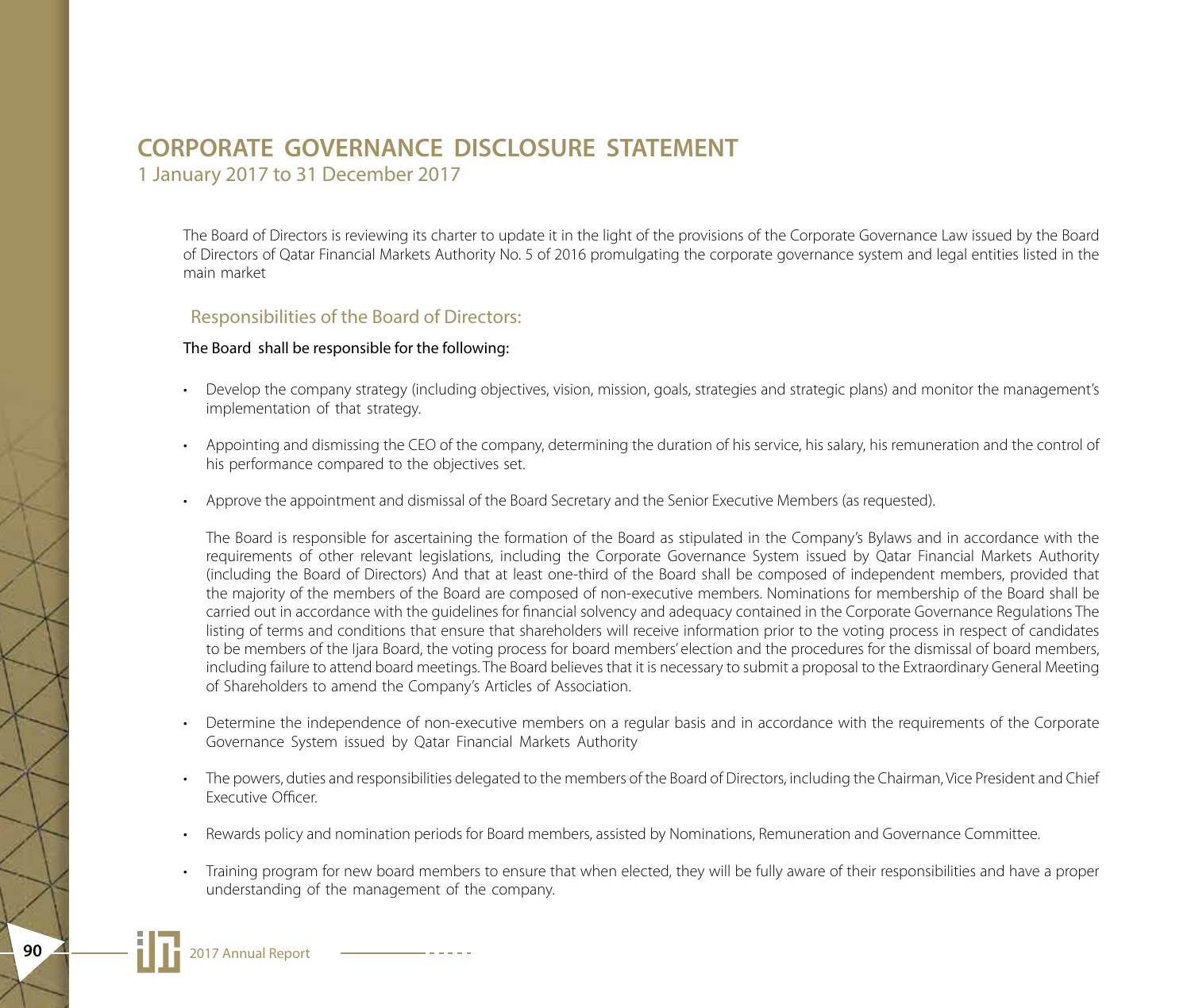# CORPORATE GOVERNANCE DISCLOSURE STATEMENT

1 January 2017 to 31 December 2017

The Board of Directors is reviewing its charter to update it in the light of the provisions of the Corporate Governance Law issued by the Board of Directors of Qatar Financial Markets Authority No. 5 of 2016 promulgating the corporate governance system and legal entities listed in the main market

## Responsibilities of the Board of Directors:

The Board shall be responsible for the following:

- Develop the company strategy (including objectives, vision, mission, goals, strategies and strategic plans) and monitor the management's implementation of that strategy.
- Appointing and dismissing the CEO of the company, determining the duration of his service, his salary, his remuneration and the control of his performance compared to the objectives set.
- Approve the appointment and dismissal of the Board Secretary and the Senior Executive Members (as requested).

  The Board is responsible for ascertaining the formation of the Board as stipulated in the Company's Bylaws and in accordance with the requirements of other relevant legislations, including the Corporate Governance System issued by Qatar Financial Markets Authority (including the Board of Directors) And that at least one-third of the Board shall be composed of independent members, provided that the majority of the members of the Board are composed of non-executive members. Nominations for membership of the Board shall be carried out in accordance with the guidelines for financial solvency and adequacy contained in the Corporate Governance Regulations The listing of terms and conditions that ensure that shareholders will receive information prior to the voting process in respect of candidates to be members of the Ijara Board, the voting process for board members' election and the procedures for the dismissal of board members, including failure to attend board meetings. The Board believes that it is necessary to submit a proposal to the Extraordinary General Meeting of Shareholders to amend the Company's Articles of Association.

- Determine the independence of non-executive members on a regular basis and in accordance with the requirements of the Corporate Governance System issued by Qatar Financial Markets Authority
- The powers, duties and responsibilities delegated to the members of the Board of Directors, including the Chairman, Vice President and Chief Executive Officer.
- Rewards policy and nomination periods for Board members, assisted by Nominations, Remuneration and Governance Committee.
- Training program for new board members to ensure that when elected, they will be fully aware of their responsibilities and have a proper understanding of the management of the company.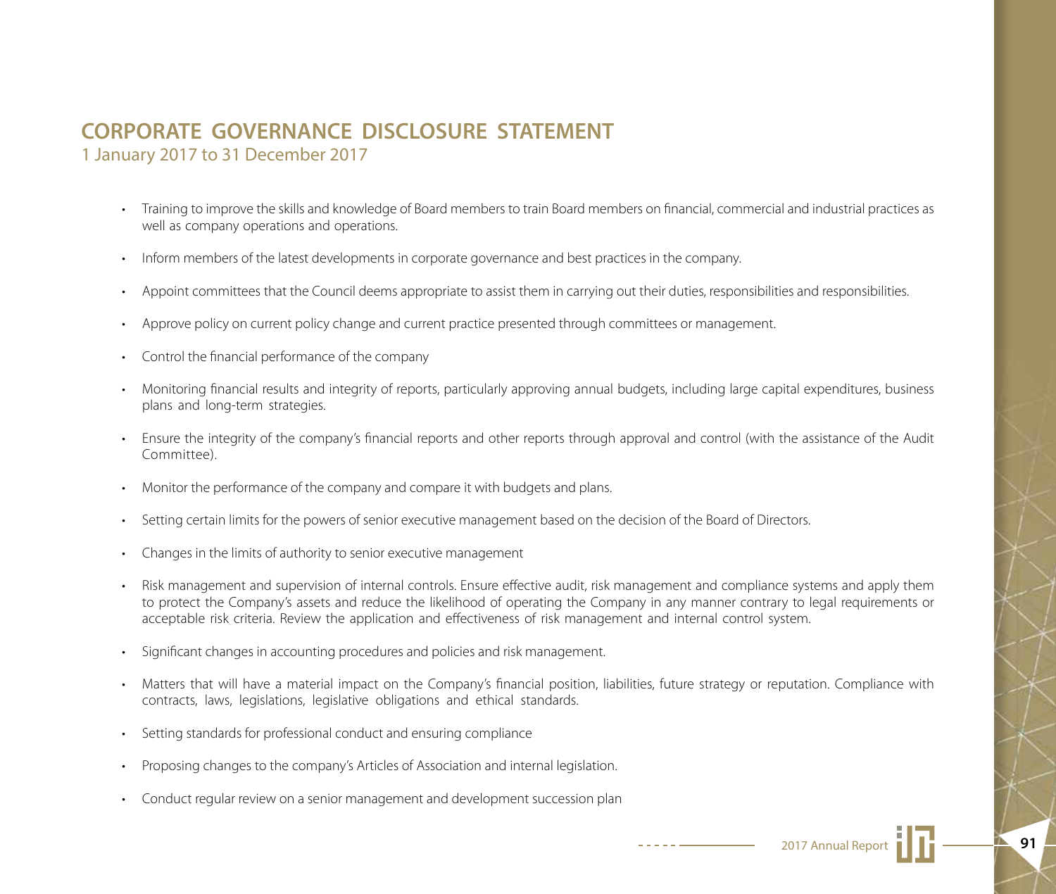# CORPORATE GOVERNANCE DISCLOSURE STATEMENT

1 January 2017 to 31 December 2017

- Training to improve the skills and knowledge of Board members to train Board members on financial, commercial and industrial practices as well as company operations and operations.
- Inform members of the latest developments in corporate governance and best practices in the company.
- Appoint committees that the Council deems appropriate to assist them in carrying out their duties, responsibilities and responsibilities.
- Approve policy on current policy change and current practice presented through committees or management.
- Control the financial performance of the company
- Monitoring financial results and integrity of reports, particularly approving annual budgets, including large capital expenditures, business plans and long-term strategies.
- Ensure the integrity of the company's financial reports and other reports through approval and control (with the assistance of the Audit Committee).
- Monitor the performance of the company and compare it with budgets and plans.
- Setting certain limits for the powers of senior executive management based on the decision of the Board of Directors.
- Changes in the limits of authority to senior executive management
- Risk management and supervision of internal controls. Ensure effective audit, risk management and compliance systems and apply them to protect the Company's assets and reduce the likelihood of operating the Company in any manner contrary to legal requirements or acceptable risk criteria. Review the application and effectiveness of risk management and internal control system.
- Significant changes in accounting procedures and policies and risk management.
- Matters that will have a material impact on the Company's financial position, liabilities, future strategy or reputation. Compliance with contracts, laws, legislations, legislative obligations and ethical standards.
- Setting standards for professional conduct and ensuring compliance
- Proposing changes to the company's Articles of Association and internal legislation.
- Conduct regular review on a senior management and development succession plan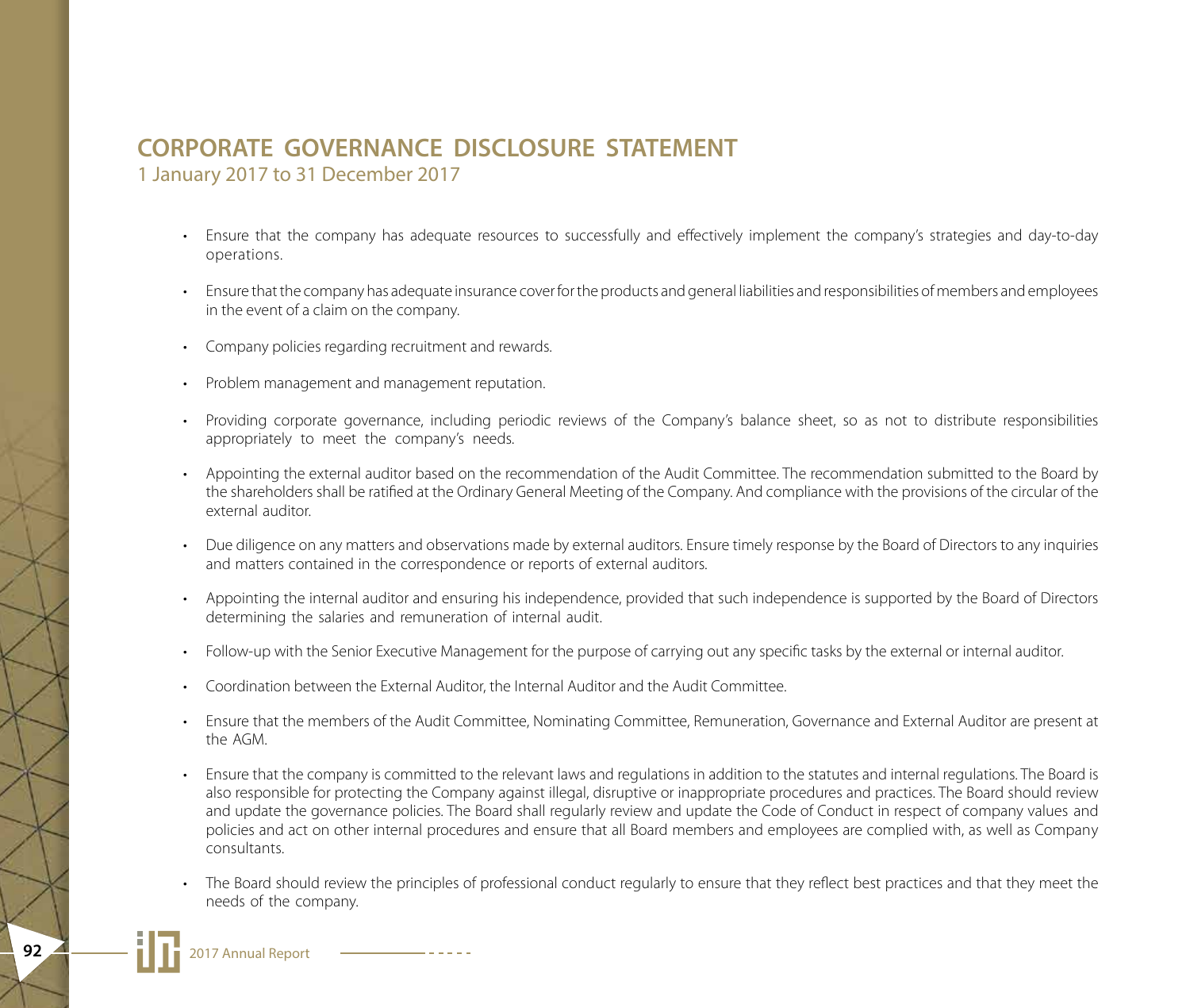# CORPORATE GOVERNANCE DISCLOSURE STATEMENT

1 January 2017 to 31 December 2017

- Ensure that the company has adequate resources to successfully and effectively implement the company's strategies and day-to-day operations.
- Ensure that the company has adequate insurance cover for the products and general liabilities and responsibilities of members and employees in the event of a claim on the company.
- Company policies regarding recruitment and rewards.
- Problem management and management reputation.
- Providing corporate governance, including periodic reviews of the Company's balance sheet, so as not to distribute responsibilities appropriately to meet the company's needs.
- Appointing the external auditor based on the recommendation of the Audit Committee. The recommendation submitted to the Board by the shareholders shall be ratified at the Ordinary General Meeting of the Company. And compliance with the provisions of the circular of the external auditor.
- Due diligence on any matters and observations made by external auditors. Ensure timely response by the Board of Directors to any inquiries and matters contained in the correspondence or reports of external auditors.
- Appointing the internal auditor and ensuring his independence, provided that such independence is supported by the Board of Directors determining the salaries and remuneration of internal audit.
- Follow-up with the Senior Executive Management for the purpose of carrying out any specific tasks by the external or internal auditor.
- Coordination between the External Auditor, the Internal Auditor and the Audit Committee.
- Ensure that the members of the Audit Committee, Nominating Committee, Remuneration, Governance and External Auditor are present at the AGM.
- Ensure that the company is committed to the relevant laws and regulations in addition to the statutes and internal regulations. The Board is also responsible for protecting the Company against illegal, disruptive or inappropriate procedures and practices. The Board should review and update the governance policies. The Board shall regularly review and update the Code of Conduct in respect of company values and policies and act on other internal procedures and ensure that all Board members and employees are complied with, as well as Company consultants.
- The Board should review the principles of professional conduct regularly to ensure that they reflect best practices and that they meet the needs of the company.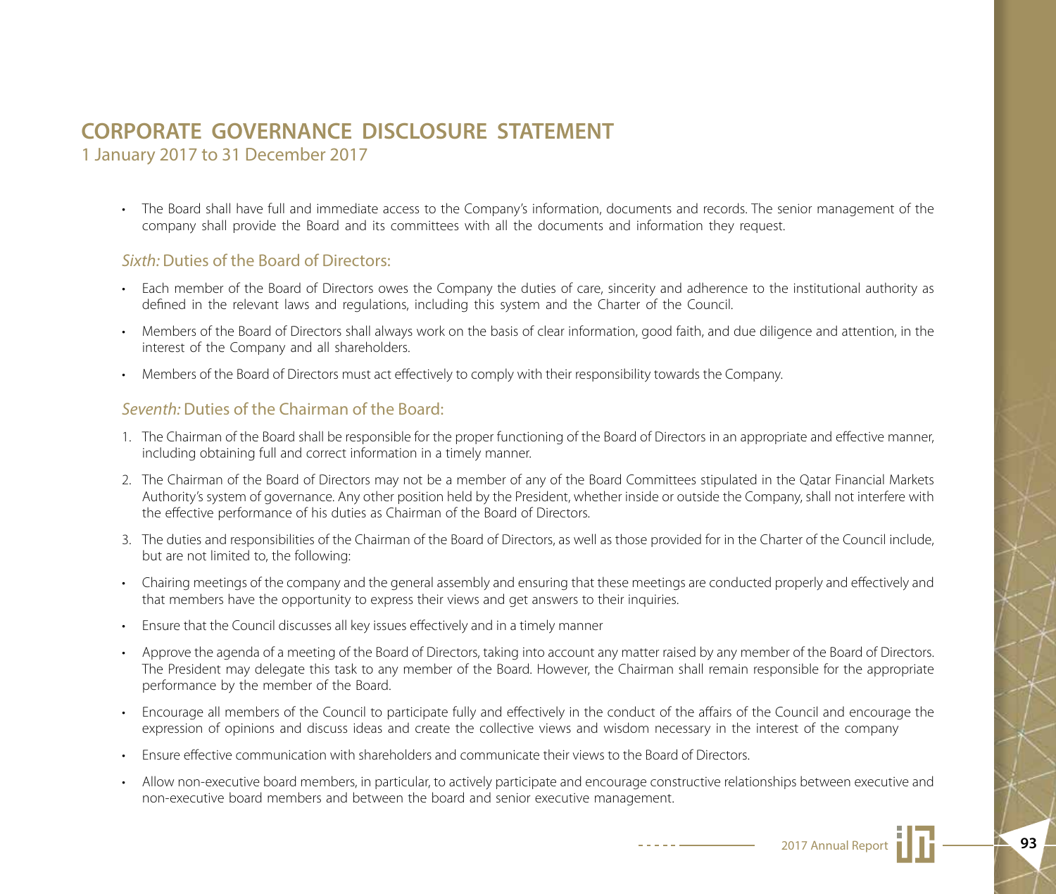# CORPORATE GOVERNANCE DISCLOSURE STATEMENT

1 January 2017 to 31 December 2017

- The Board shall have full and immediate access to the Company's information, documents and records. The senior management of the company shall provide the Board and its committees with all the documents and information they request.

## *Sixth:* Duties of the Board of Directors:

- Each member of the Board of Directors owes the Company the duties of care, sincerity and adherence to the institutional authority as defined in the relevant laws and regulations, including this system and the Charter of the Council.
- Members of the Board of Directors shall always work on the basis of clear information, good faith, and due diligence and attention, in the interest of the Company and all shareholders.
- Members of the Board of Directors must act effectively to comply with their responsibility towards the Company.

## *Seventh:* Duties of the Chairman of the Board:

1. The Chairman of the Board shall be responsible for the proper functioning of the Board of Directors in an appropriate and effective manner, including obtaining full and correct information in a timely manner.
2. The Chairman of the Board of Directors may not be a member of any of the Board Committees stipulated in the Qatar Financial Markets Authority's system of governance. Any other position held by the President, whether inside or outside the Company, shall not interfere with the effective performance of his duties as Chairman of the Board of Directors.
3. The duties and responsibilities of the Chairman of the Board of Directors, as well as those provided for in the Charter of the Council include, but are not limited to, the following:

- Chairing meetings of the company and the general assembly and ensuring that these meetings are conducted properly and effectively and that members have the opportunity to express their views and get answers to their inquiries.
- Ensure that the Council discusses all key issues effectively and in a timely manner
- Approve the agenda of a meeting of the Board of Directors, taking into account any matter raised by any member of the Board of Directors. The President may delegate this task to any member of the Board. However, the Chairman shall remain responsible for the appropriate performance by the member of the Board.
- Encourage all members of the Council to participate fully and effectively in the conduct of the affairs of the Council and encourage the expression of opinions and discuss ideas and create the collective views and wisdom necessary in the interest of the company
- Ensure effective communication with shareholders and communicate their views to the Board of Directors.
- Allow non-executive board members, in particular, to actively participate and encourage constructive relationships between executive and non-executive board members and between the board and senior executive management.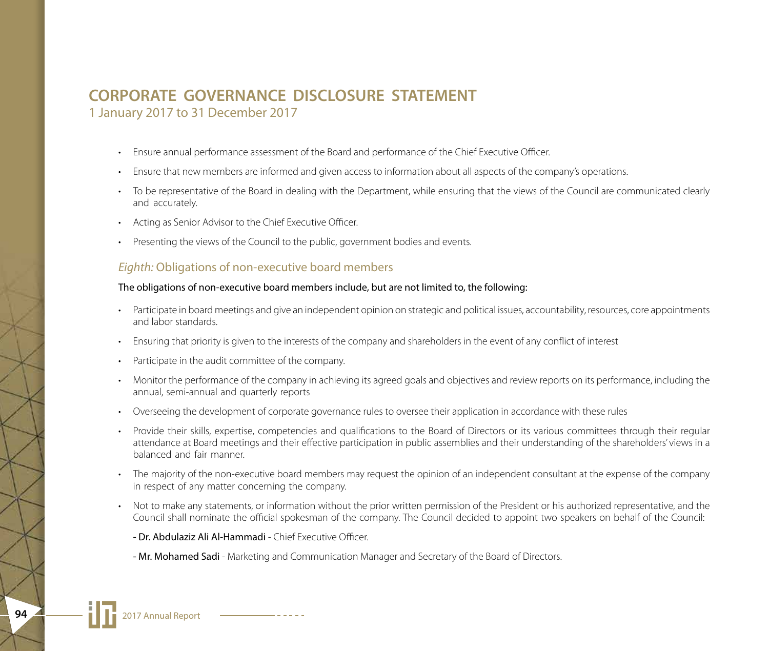# CORPORATE GOVERNANCE DISCLOSURE STATEMENT

1 January 2017 to 31 December 2017

- Ensure annual performance assessment of the Board and performance of the Chief Executive Officer.
- Ensure that new members are informed and given access to information about all aspects of the company's operations.
- To be representative of the Board in dealing with the Department, while ensuring that the views of the Council are communicated clearly and accurately.
- Acting as Senior Advisor to the Chief Executive Officer.
- Presenting the views of the Council to the public, government bodies and events.

## *Eighth:* Obligations of non-executive board members

The obligations of non-executive board members include, but are not limited to, the following:

- Participate in board meetings and give an independent opinion on strategic and political issues, accountability, resources, core appointments and labor standards.
- Ensuring that priority is given to the interests of the company and shareholders in the event of any conflict of interest
- Participate in the audit committee of the company.
- Monitor the performance of the company in achieving its agreed goals and objectives and review reports on its performance, including the annual, semi-annual and quarterly reports
- Overseeing the development of corporate governance rules to oversee their application in accordance with these rules
- Provide their skills, expertise, competencies and qualifications to the Board of Directors or its various committees through their regular attendance at Board meetings and their effective participation in public assemblies and their understanding of the shareholders' views in a balanced and fair manner.
- The majority of the non-executive board members may request the opinion of an independent consultant at the expense of the company in respect of any matter concerning the company.
- Not to make any statements, or information without the prior written permission of the President or his authorized representative, and the Council shall nominate the official spokesman of the company. The Council decided to appoint two speakers on behalf of the Council:

  - Dr. Abdulaziz Ali Al-Hammadi - Chief Executive Officer.

  - Mr. Mohamed Sadi - Marketing and Communication Manager and Secretary of the Board of Directors.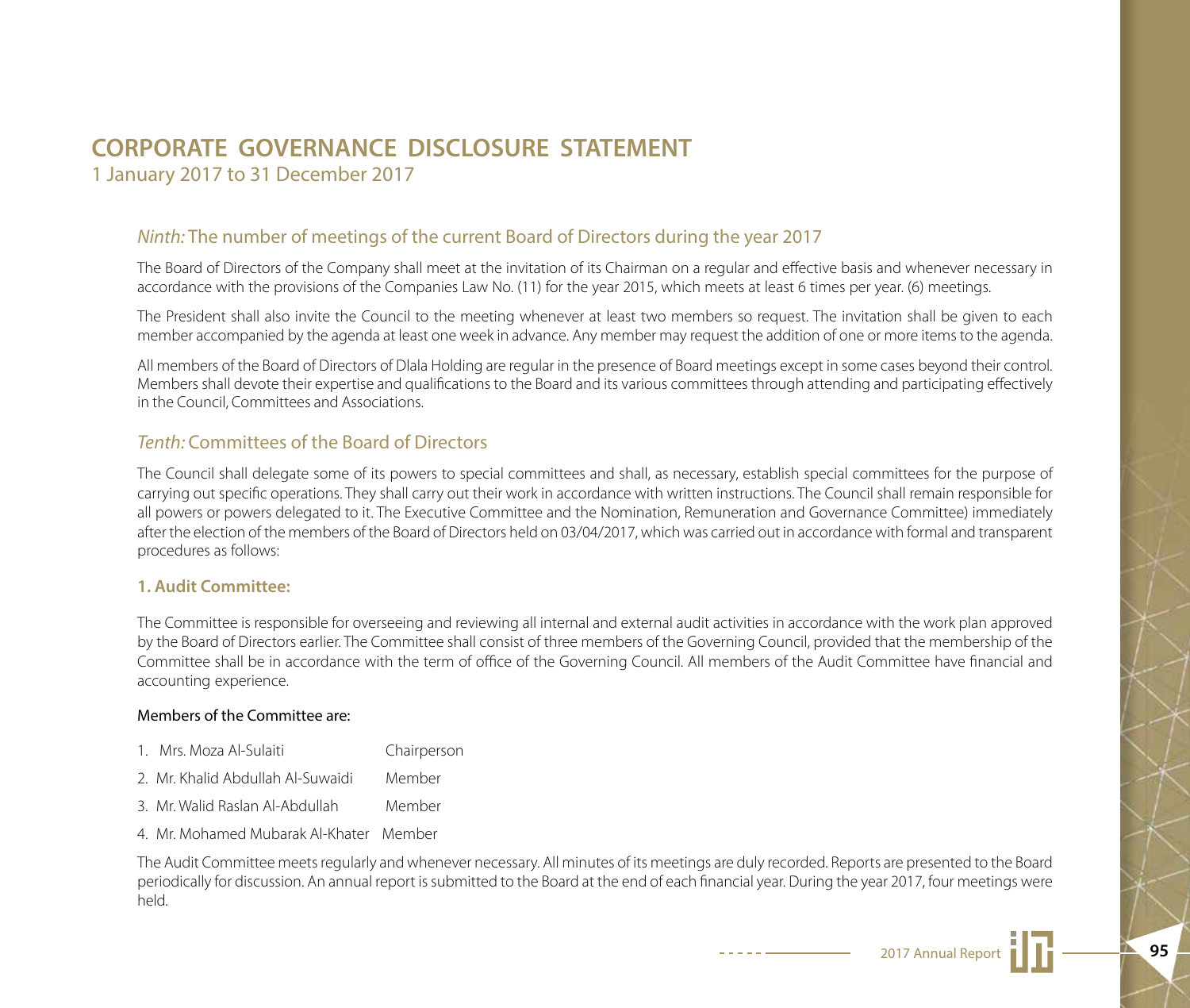# CORPORATE GOVERNANCE DISCLOSURE STATEMENT

1 January 2017 to 31 December 2017

## *Ninth:* The number of meetings of the current Board of Directors during the year 2017

The Board of Directors of the Company shall meet at the invitation of its Chairman on a regular and effective basis and whenever necessary in accordance with the provisions of the Companies Law No. (11) for the year 2015, which meets at least 6 times per year. (6) meetings.

The President shall also invite the Council to the meeting whenever at least two members so request. The invitation shall be given to each member accompanied by the agenda at least one week in advance. Any member may request the addition of one or more items to the agenda.

All members of the Board of Directors of Dlala Holding are regular in the presence of Board meetings except in some cases beyond their control. Members shall devote their expertise and qualifications to the Board and its various committees through attending and participating effectively in the Council, Committees and Associations.

## *Tenth:* Committees of the Board of Directors

The Council shall delegate some of its powers to special committees and shall, as necessary, establish special committees for the purpose of carrying out specific operations. They shall carry out their work in accordance with written instructions. The Council shall remain responsible for all powers or powers delegated to it. The Executive Committee and the Nomination, Remuneration and Governance Committee) immediately after the election of the members of the Board of Directors held on 03/04/2017, which was carried out in accordance with formal and transparent procedures as follows:

### 1. Audit Committee:

The Committee is responsible for overseeing and reviewing all internal and external audit activities in accordance with the work plan approved by the Board of Directors earlier. The Committee shall consist of three members of the Governing Council, provided that the membership of the Committee shall be in accordance with the term of office of the Governing Council. All members of the Audit Committee have financial and accounting experience.

Members of the Committee are:

1. Mrs. Moza Al-Sulaiti — Chairperson
2. Mr. Khalid Abdullah Al-Suwaidi — Member
3. Mr. Walid Raslan Al-Abdullah — Member
4. Mr. Mohamed Mubarak Al-Khater — Member

The Audit Committee meets regularly and whenever necessary. All minutes of its meetings are duly recorded. Reports are presented to the Board periodically for discussion. An annual report is submitted to the Board at the end of each financial year. During the year 2017, four meetings were held.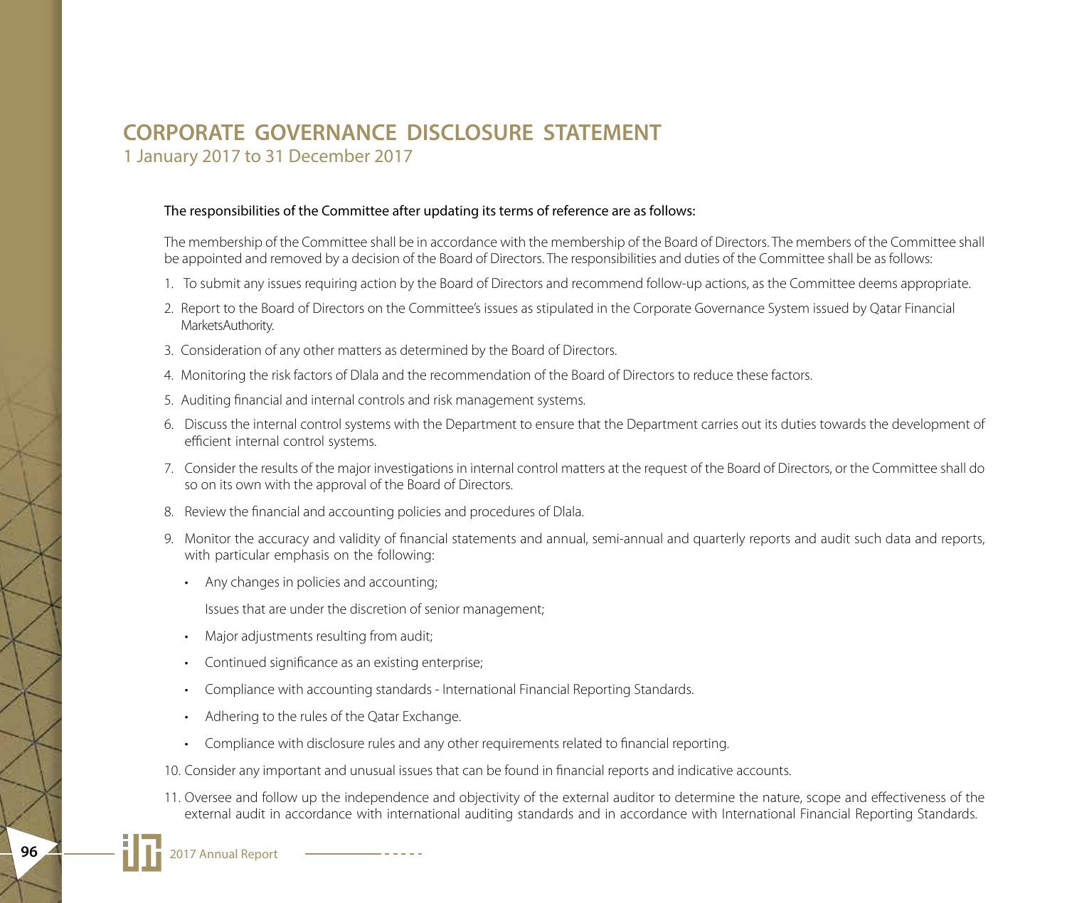# CORPORATE GOVERNANCE DISCLOSURE STATEMENT

1 January 2017 to 31 December 2017

The responsibilities of the Committee after updating its terms of reference are as follows:

The membership of the Committee shall be in accordance with the membership of the Board of Directors. The members of the Committee shall be appointed and removed by a decision of the Board of Directors. The responsibilities and duties of the Committee shall be as follows:

1. To submit any issues requiring action by the Board of Directors and recommend follow-up actions, as the Committee deems appropriate.
2. Report to the Board of Directors on the Committee's issues as stipulated in the Corporate Governance System issued by Qatar Financial MarketsAuthority.
3. Consideration of any other matters as determined by the Board of Directors.
4. Monitoring the risk factors of Dlala and the recommendation of the Board of Directors to reduce these factors.
5. Auditing financial and internal controls and risk management systems.
6. Discuss the internal control systems with the Department to ensure that the Department carries out its duties towards the development of efficient internal control systems.
7. Consider the results of the major investigations in internal control matters at the request of the Board of Directors, or the Committee shall do so on its own with the approval of the Board of Directors.
8. Review the financial and accounting policies and procedures of Dlala.
9. Monitor the accuracy and validity of financial statements and annual, semi-annual and quarterly reports and audit such data and reports, with particular emphasis on the following:
   - Any changes in policies and accounting;

     Issues that are under the discretion of senior management;
   - Major adjustments resulting from audit;
   - Continued significance as an existing enterprise;
   - Compliance with accounting standards - International Financial Reporting Standards.
   - Adhering to the rules of the Qatar Exchange.
   - Compliance with disclosure rules and any other requirements related to financial reporting.
10. Consider any important and unusual issues that can be found in financial reports and indicative accounts.
11. Oversee and follow up the independence and objectivity of the external auditor to determine the nature, scope and effectiveness of the external audit in accordance with international auditing standards and in accordance with International Financial Reporting Standards.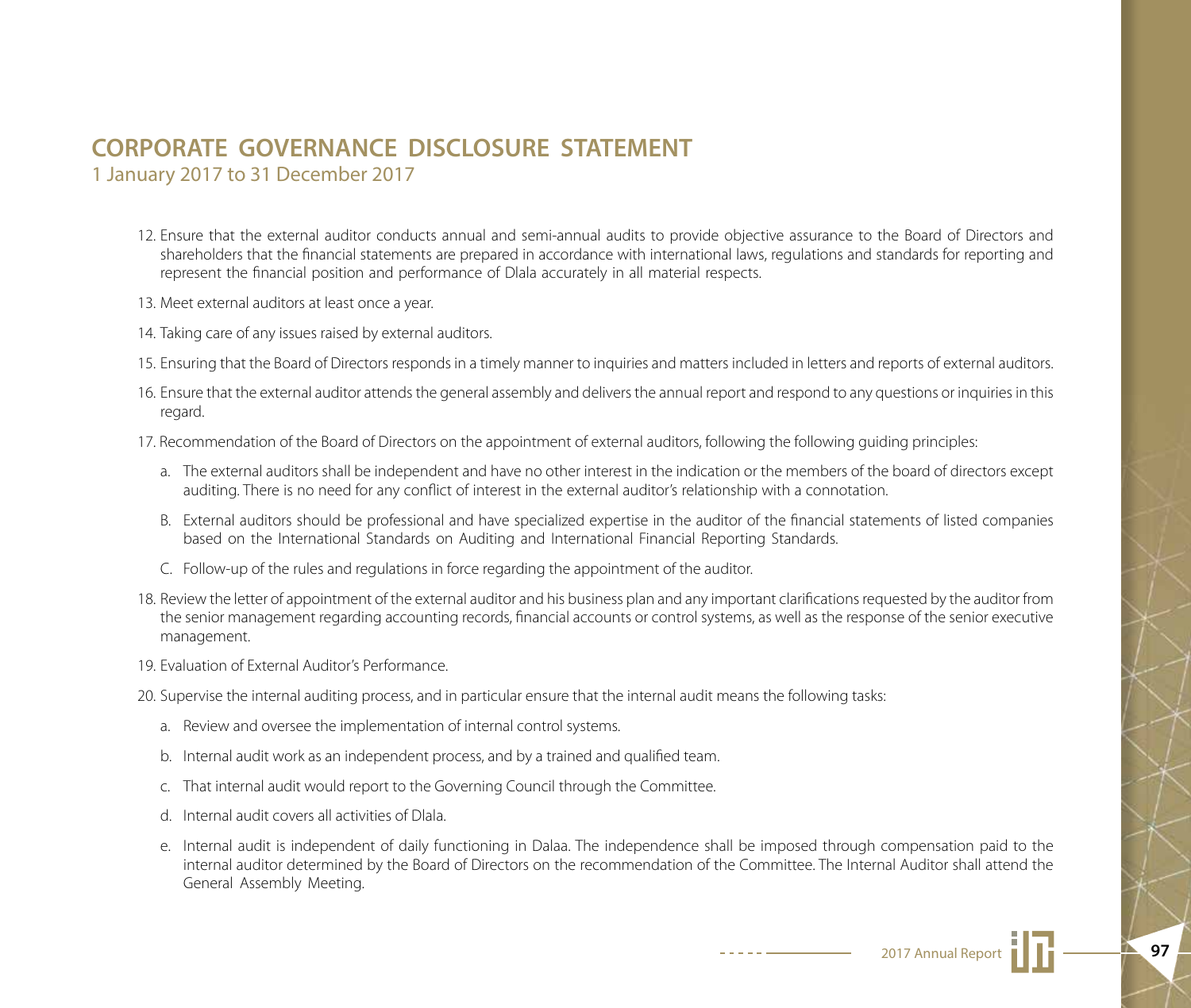# CORPORATE GOVERNANCE DISCLOSURE STATEMENT

1 January 2017 to 31 December 2017

12. Ensure that the external auditor conducts annual and semi-annual audits to provide objective assurance to the Board of Directors and shareholders that the financial statements are prepared in accordance with international laws, regulations and standards for reporting and represent the financial position and performance of Dlala accurately in all material respects.

13. Meet external auditors at least once a year.

14. Taking care of any issues raised by external auditors.

15. Ensuring that the Board of Directors responds in a timely manner to inquiries and matters included in letters and reports of external auditors.

16. Ensure that the external auditor attends the general assembly and delivers the annual report and respond to any questions or inquiries in this regard.

17. Recommendation of the Board of Directors on the appointment of external auditors, following the following guiding principles:

    a. The external auditors shall be independent and have no other interest in the indication or the members of the board of directors except auditing. There is no need for any conflict of interest in the external auditor's relationship with a connotation.

    B. External auditors should be professional and have specialized expertise in the auditor of the financial statements of listed companies based on the International Standards on Auditing and International Financial Reporting Standards.

    C. Follow-up of the rules and regulations in force regarding the appointment of the auditor.

18. Review the letter of appointment of the external auditor and his business plan and any important clarifications requested by the auditor from the senior management regarding accounting records, financial accounts or control systems, as well as the response of the senior executive management.

19. Evaluation of External Auditor's Performance.

20. Supervise the internal auditing process, and in particular ensure that the internal audit means the following tasks:

    a. Review and oversee the implementation of internal control systems.

    b. Internal audit work as an independent process, and by a trained and qualified team.

    c. That internal audit would report to the Governing Council through the Committee.

    d. Internal audit covers all activities of Dlala.

    e. Internal audit is independent of daily functioning in Dalaa. The independence shall be imposed through compensation paid to the internal auditor determined by the Board of Directors on the recommendation of the Committee. The Internal Auditor shall attend the General Assembly Meeting.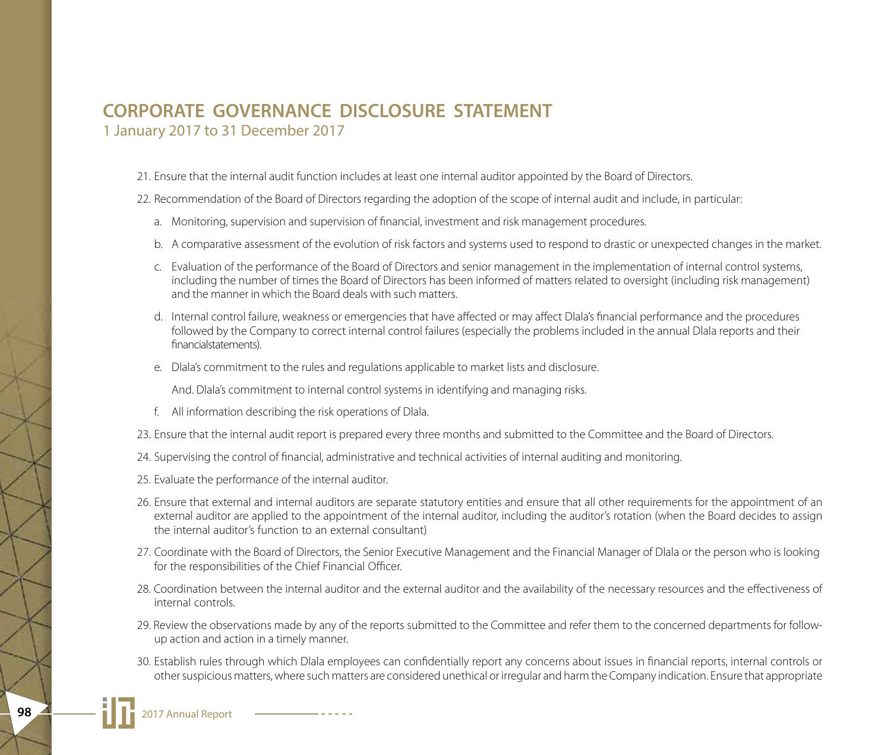# CORPORATE GOVERNANCE DISCLOSURE STATEMENT

1 January 2017 to 31 December 2017

21. Ensure that the internal audit function includes at least one internal auditor appointed by the Board of Directors.
22. Recommendation of the Board of Directors regarding the adoption of the scope of internal audit and include, in particular:
    a. Monitoring, supervision and supervision of financial, investment and risk management procedures.
    b. A comparative assessment of the evolution of risk factors and systems used to respond to drastic or unexpected changes in the market.
    c. Evaluation of the performance of the Board of Directors and senior management in the implementation of internal control systems, including the number of times the Board of Directors has been informed of matters related to oversight (including risk management) and the manner in which the Board deals with such matters.
    d. Internal control failure, weakness or emergencies that have affected or may affect Dlala's financial performance and the procedures followed by the Company to correct internal control failures (especially the problems included in the annual Dlala reports and their financialstatements).
    e. Dlala's commitment to the rules and regulations applicable to market lists and disclosure.

       And. Dlala's commitment to internal control systems in identifying and managing risks.
    f. All information describing the risk operations of Dlala.
23. Ensure that the internal audit report is prepared every three months and submitted to the Committee and the Board of Directors.
24. Supervising the control of financial, administrative and technical activities of internal auditing and monitoring.
25. Evaluate the performance of the internal auditor.
26. Ensure that external and internal auditors are separate statutory entities and ensure that all other requirements for the appointment of an external auditor are applied to the appointment of the internal auditor, including the auditor's rotation (when the Board decides to assign the internal auditor's function to an external consultant)
27. Coordinate with the Board of Directors, the Senior Executive Management and the Financial Manager of Dlala or the person who is looking for the responsibilities of the Chief Financial Officer.
28. Coordination between the internal auditor and the external auditor and the availability of the necessary resources and the effectiveness of internal controls.
29. Review the observations made by any of the reports submitted to the Committee and refer them to the concerned departments for follow-up action and action in a timely manner.
30. Establish rules through which Dlala employees can confidentially report any concerns about issues in financial reports, internal controls or other suspicious matters, where such matters are considered unethical or irregular and harm the Company indication. Ensure that appropriate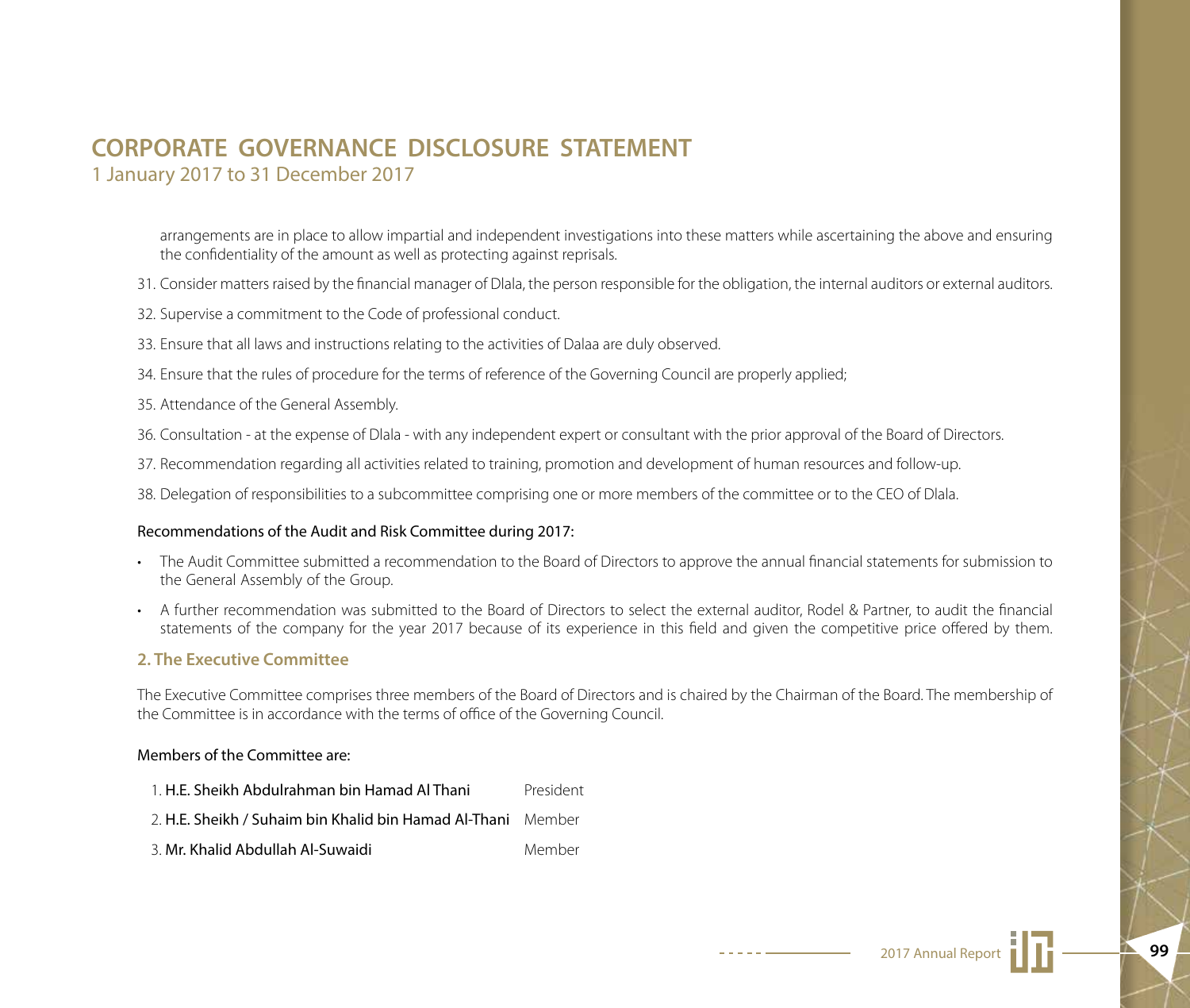# CORPORATE GOVERNANCE DISCLOSURE STATEMENT

1 January 2017 to 31 December 2017

arrangements are in place to allow impartial and independent investigations into these matters while ascertaining the above and ensuring the confidentiality of the amount as well as protecting against reprisals.

31. Consider matters raised by the financial manager of Dlala, the person responsible for the obligation, the internal auditors or external auditors.
32. Supervise a commitment to the Code of professional conduct.
33. Ensure that all laws and instructions relating to the activities of Dalaa are duly observed.
34. Ensure that the rules of procedure for the terms of reference of the Governing Council are properly applied;
35. Attendance of the General Assembly.
36. Consultation - at the expense of Dlala - with any independent expert or consultant with the prior approval of the Board of Directors.
37. Recommendation regarding all activities related to training, promotion and development of human resources and follow-up.
38. Delegation of responsibilities to a subcommittee comprising one or more members of the committee or to the CEO of Dlala.

Recommendations of the Audit and Risk Committee during 2017:

- The Audit Committee submitted a recommendation to the Board of Directors to approve the annual financial statements for submission to the General Assembly of the Group.
- A further recommendation was submitted to the Board of Directors to select the external auditor, Rodel & Partner, to audit the financial statements of the company for the year 2017 because of its experience in this field and given the competitive price offered by them.

## 2. The Executive Committee

The Executive Committee comprises three members of the Board of Directors and is chaired by the Chairman of the Board. The membership of the Committee is in accordance with the terms of office of the Governing Council.

Members of the Committee are:

| | |
|---|---|
| 1. **H.E. Sheikh Abdulrahman bin Hamad Al Thani** | President |
| 2. **H.E. Sheikh / Suhaim bin Khalid bin Hamad Al-Thani** | Member |
| 3. **Mr. Khalid Abdullah Al-Suwaidi** | Member |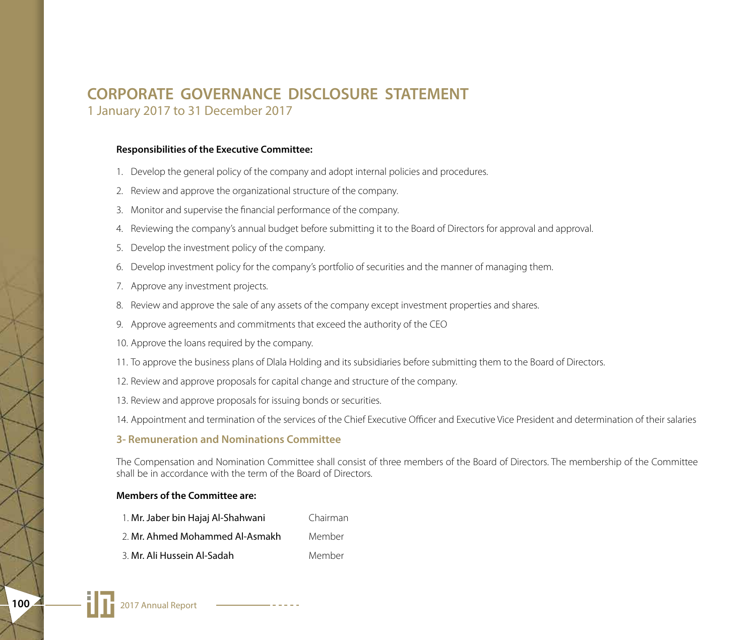# CORPORATE GOVERNANCE DISCLOSURE STATEMENT

1 January 2017 to 31 December 2017

**Responsibilities of the Executive Committee:**

1. Develop the general policy of the company and adopt internal policies and procedures.
2. Review and approve the organizational structure of the company.
3. Monitor and supervise the financial performance of the company.
4. Reviewing the company's annual budget before submitting it to the Board of Directors for approval and approval.
5. Develop the investment policy of the company.
6. Develop investment policy for the company's portfolio of securities and the manner of managing them.
7. Approve any investment projects.
8. Review and approve the sale of any assets of the company except investment properties and shares.
9. Approve agreements and commitments that exceed the authority of the CEO
10. Approve the loans required by the company.
11. To approve the business plans of Dlala Holding and its subsidiaries before submitting them to the Board of Directors.
12. Review and approve proposals for capital change and structure of the company.
13. Review and approve proposals for issuing bonds or securities.
14. Appointment and termination of the services of the Chief Executive Officer and Executive Vice President and determination of their salaries

## 3- Remuneration and Nominations Committee

The Compensation and Nomination Committee shall consist of three members of the Board of Directors. The membership of the Committee shall be in accordance with the term of the Board of Directors.

**Members of the Committee are:**

| | |
|---|---|
| 1. **Mr. Jaber bin Hajaj Al-Shahwani** | Chairman |
| 2. **Mr. Ahmed Mohammed Al-Asmakh** | Member |
| 3. **Mr. Ali Hussein Al-Sadah** | Member |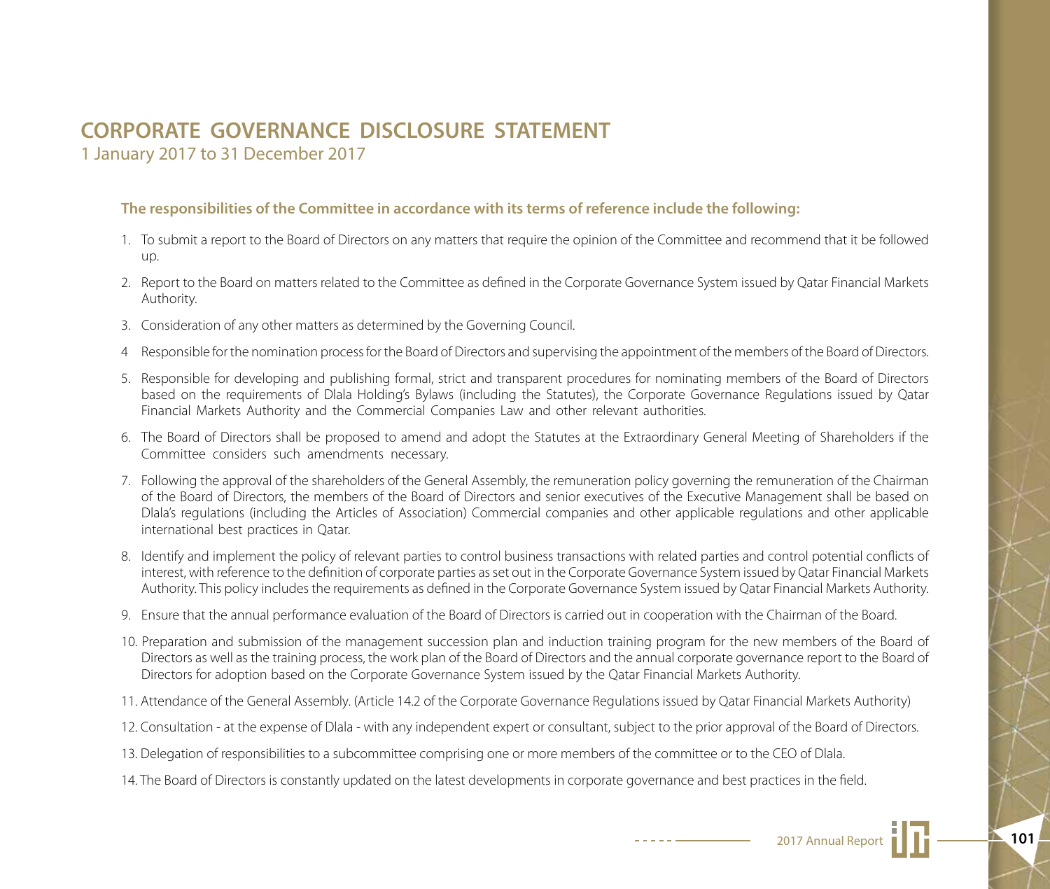# CORPORATE GOVERNANCE DISCLOSURE STATEMENT

1 January 2017 to 31 December 2017

**The responsibilities of the Committee in accordance with its terms of reference include the following:**

1. To submit a report to the Board of Directors on any matters that require the opinion of the Committee and recommend that it be followed up.
2. Report to the Board on matters related to the Committee as defined in the Corporate Governance System issued by Qatar Financial Markets Authority.
3. Consideration of any other matters as determined by the Governing Council.
4. Responsible for the nomination process for the Board of Directors and supervising the appointment of the members of the Board of Directors.
5. Responsible for developing and publishing formal, strict and transparent procedures for nominating members of the Board of Directors based on the requirements of Dlala Holding's Bylaws (including the Statutes), the Corporate Governance Regulations issued by Qatar Financial Markets Authority and the Commercial Companies Law and other relevant authorities.
6. The Board of Directors shall be proposed to amend and adopt the Statutes at the Extraordinary General Meeting of Shareholders if the Committee considers such amendments necessary.
7. Following the approval of the shareholders of the General Assembly, the remuneration policy governing the remuneration of the Chairman of the Board of Directors, the members of the Board of Directors and senior executives of the Executive Management shall be based on Dlala's regulations (including the Articles of Association) Commercial companies and other applicable regulations and other applicable international best practices in Qatar.
8. Identify and implement the policy of relevant parties to control business transactions with related parties and control potential conflicts of interest, with reference to the definition of corporate parties as set out in the Corporate Governance System issued by Qatar Financial Markets Authority. This policy includes the requirements as defined in the Corporate Governance System issued by Qatar Financial Markets Authority.
9. Ensure that the annual performance evaluation of the Board of Directors is carried out in cooperation with the Chairman of the Board.
10. Preparation and submission of the management succession plan and induction training program for the new members of the Board of Directors as well as the training process, the work plan of the Board of Directors and the annual corporate governance report to the Board of Directors for adoption based on the Corporate Governance System issued by the Qatar Financial Markets Authority.
11. Attendance of the General Assembly. (Article 14.2 of the Corporate Governance Regulations issued by Qatar Financial Markets Authority)
12. Consultation - at the expense of Dlala - with any independent expert or consultant, subject to the prior approval of the Board of Directors.
13. Delegation of responsibilities to a subcommittee comprising one or more members of the committee or to the CEO of Dlala.
14. The Board of Directors is constantly updated on the latest developments in corporate governance and best practices in the field.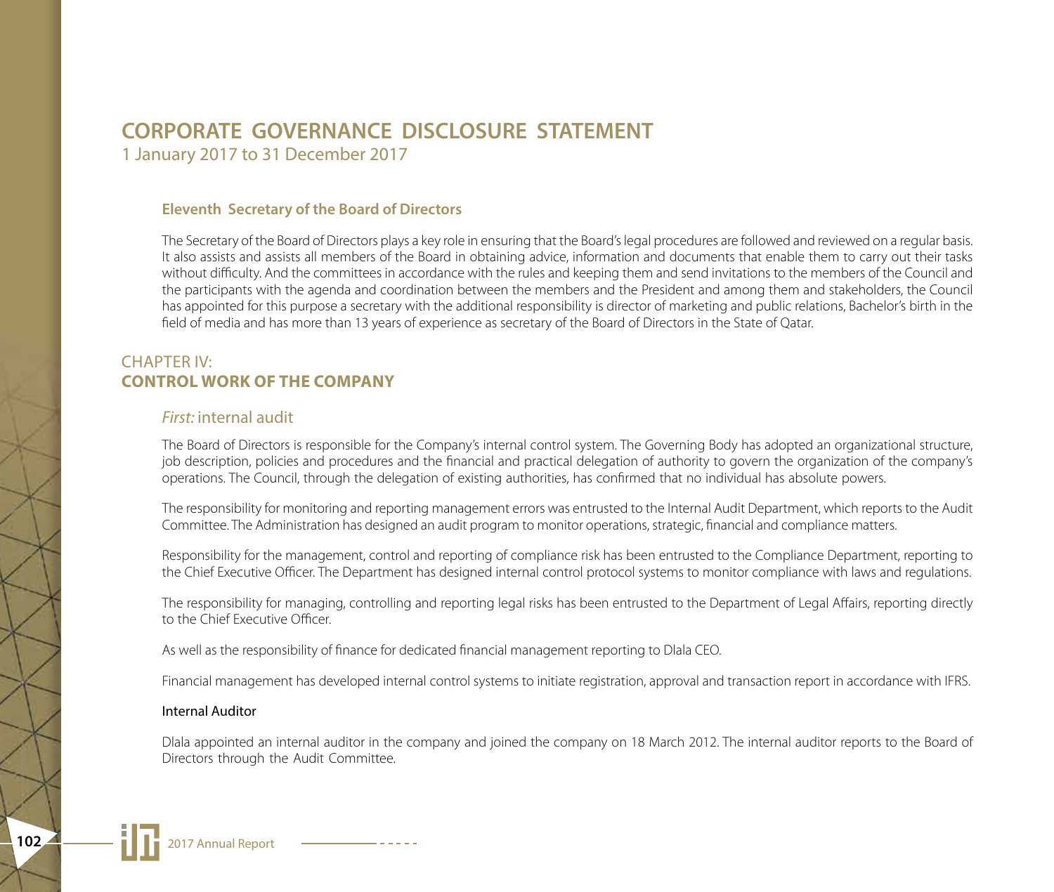# CORPORATE GOVERNANCE DISCLOSURE STATEMENT

1 January 2017 to 31 December 2017

### Eleventh Secretary of the Board of Directors

The Secretary of the Board of Directors plays a key role in ensuring that the Board's legal procedures are followed and reviewed on a regular basis. It also assists and assists all members of the Board in obtaining advice, information and documents that enable them to carry out their tasks without difficulty. And the committees in accordance with the rules and keeping them and send invitations to the members of the Council and the participants with the agenda and coordination between the members and the President and among them and stakeholders, the Council has appointed for this purpose a secretary with the additional responsibility is director of marketing and public relations, Bachelor's birth in the field of media and has more than 13 years of experience as secretary of the Board of Directors in the State of Qatar.

## CHAPTER IV: **CONTROL WORK OF THE COMPANY**

### *First:* internal audit

The Board of Directors is responsible for the Company's internal control system. The Governing Body has adopted an organizational structure, job description, policies and procedures and the financial and practical delegation of authority to govern the organization of the company's operations. The Council, through the delegation of existing authorities, has confirmed that no individual has absolute powers.

The responsibility for monitoring and reporting management errors was entrusted to the Internal Audit Department, which reports to the Audit Committee. The Administration has designed an audit program to monitor operations, strategic, financial and compliance matters.

Responsibility for the management, control and reporting of compliance risk has been entrusted to the Compliance Department, reporting to the Chief Executive Officer. The Department has designed internal control protocol systems to monitor compliance with laws and regulations.

The responsibility for managing, controlling and reporting legal risks has been entrusted to the Department of Legal Affairs, reporting directly to the Chief Executive Officer.

As well as the responsibility of finance for dedicated financial management reporting to Dlala CEO.

Financial management has developed internal control systems to initiate registration, approval and transaction report in accordance with IFRS.

#### Internal Auditor

Dlala appointed an internal auditor in the company and joined the company on 18 March 2012. The internal auditor reports to the Board of Directors through the Audit Committee.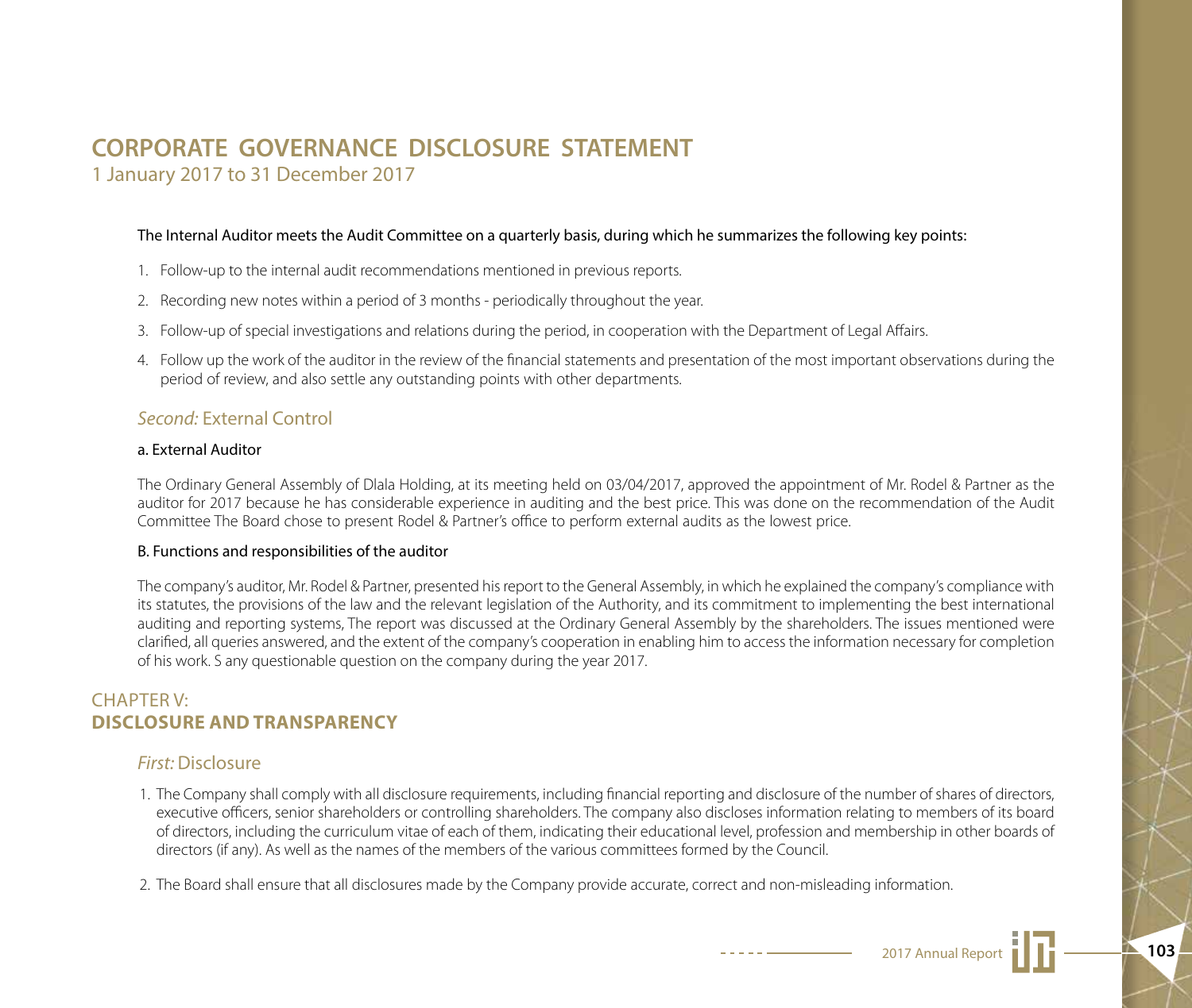# CORPORATE GOVERNANCE DISCLOSURE STATEMENT

1 January 2017 to 31 December 2017

The Internal Auditor meets the Audit Committee on a quarterly basis, during which he summarizes the following key points:

1. Follow-up to the internal audit recommendations mentioned in previous reports.
2. Recording new notes within a period of 3 months - periodically throughout the year.
3. Follow-up of special investigations and relations during the period, in cooperation with the Department of Legal Affairs.
4. Follow up the work of the auditor in the review of the financial statements and presentation of the most important observations during the period of review, and also settle any outstanding points with other departments.

### *Second:* External Control

#### a. External Auditor

The Ordinary General Assembly of Dlala Holding, at its meeting held on 03/04/2017, approved the appointment of Mr. Rodel & Partner as the auditor for 2017 because he has considerable experience in auditing and the best price. This was done on the recommendation of the Audit Committee The Board chose to present Rodel & Partner's office to perform external audits as the lowest price.

#### B. Functions and responsibilities of the auditor

The company's auditor, Mr. Rodel & Partner, presented his report to the General Assembly, in which he explained the company's compliance with its statutes, the provisions of the law and the relevant legislation of the Authority, and its commitment to implementing the best international auditing and reporting systems, The report was discussed at the Ordinary General Assembly by the shareholders. The issues mentioned were clarified, all queries answered, and the extent of the company's cooperation in enabling him to access the information necessary for completion of his work. S any questionable question on the company during the year 2017.

## CHAPTER V: **DISCLOSURE AND TRANSPARENCY**

### *First:* Disclosure

1. The Company shall comply with all disclosure requirements, including financial reporting and disclosure of the number of shares of directors, executive officers, senior shareholders or controlling shareholders. The company also discloses information relating to members of its board of directors, including the curriculum vitae of each of them, indicating their educational level, profession and membership in other boards of directors (if any). As well as the names of the members of the various committees formed by the Council.
2. The Board shall ensure that all disclosures made by the Company provide accurate, correct and non-misleading information.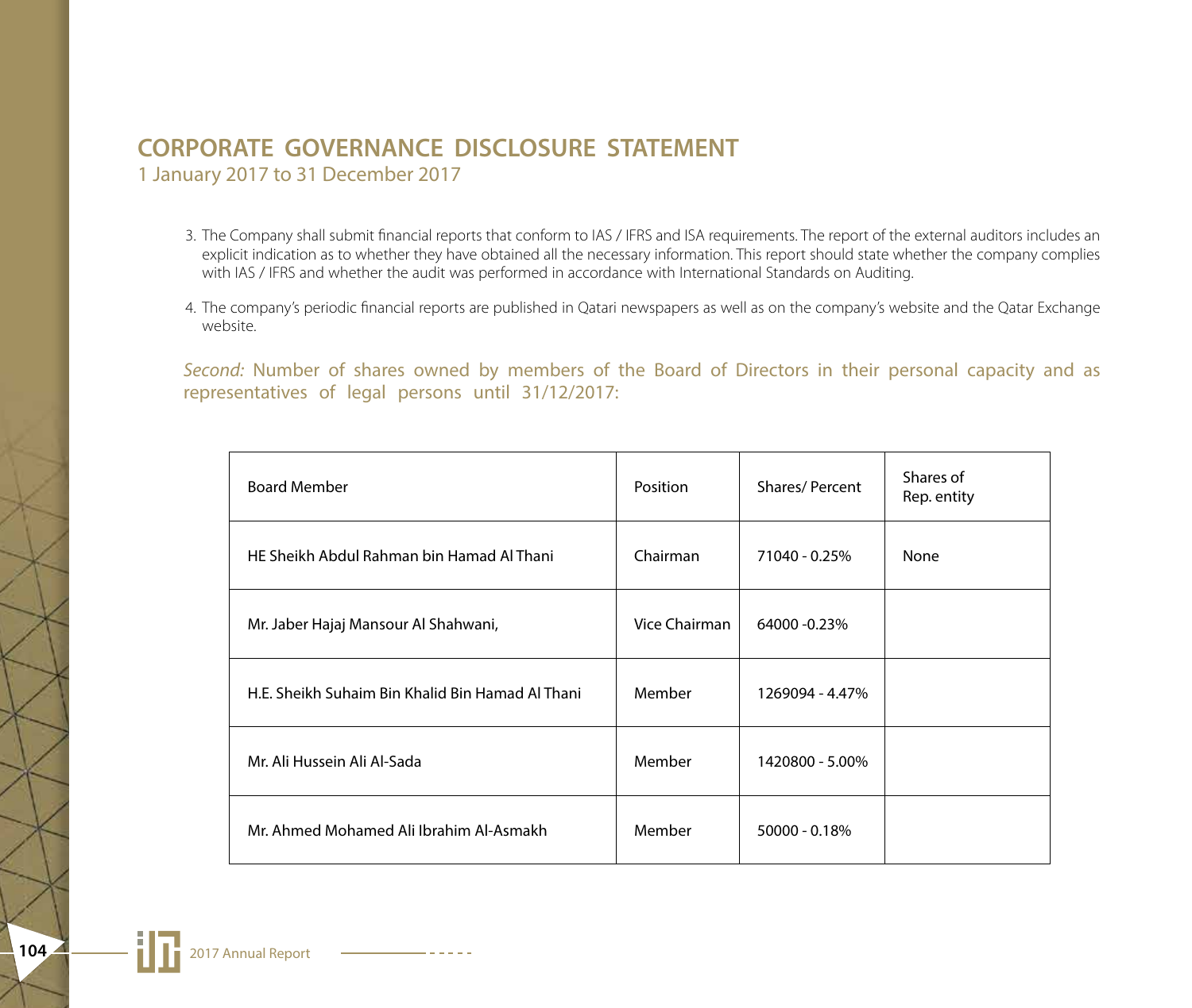# CORPORATE GOVERNANCE DISCLOSURE STATEMENT

1 January 2017 to 31 December 2017

3. The Company shall submit financial reports that conform to IAS / IFRS and ISA requirements. The report of the external auditors includes an explicit indication as to whether they have obtained all the necessary information. This report should state whether the company complies with IAS / IFRS and whether the audit was performed in accordance with International Standards on Auditing.

4. The company's periodic financial reports are published in Qatari newspapers as well as on the company's website and the Qatar Exchange website.

*Second:* Number of shares owned by members of the Board of Directors in their personal capacity and as representatives of legal persons until 31/12/2017:

| Board Member | Position | Shares/ Percent | Shares of Rep. entity |
|---|---|---|---|
| HE Sheikh Abdul Rahman bin Hamad Al Thani | Chairman | 71040 - 0.25% | None |
| Mr. Jaber Hajaj Mansour Al Shahwani, | Vice Chairman | 64000 -0.23% | |
| H.E. Sheikh Suhaim Bin Khalid Bin Hamad Al Thani | Member | 1269094 - 4.47% | |
| Mr. Ali Hussein Ali Al-Sada | Member | 1420800 - 5.00% | |
| Mr. Ahmed Mohamed Ali Ibrahim Al-Asmakh | Member | 50000 - 0.18% | |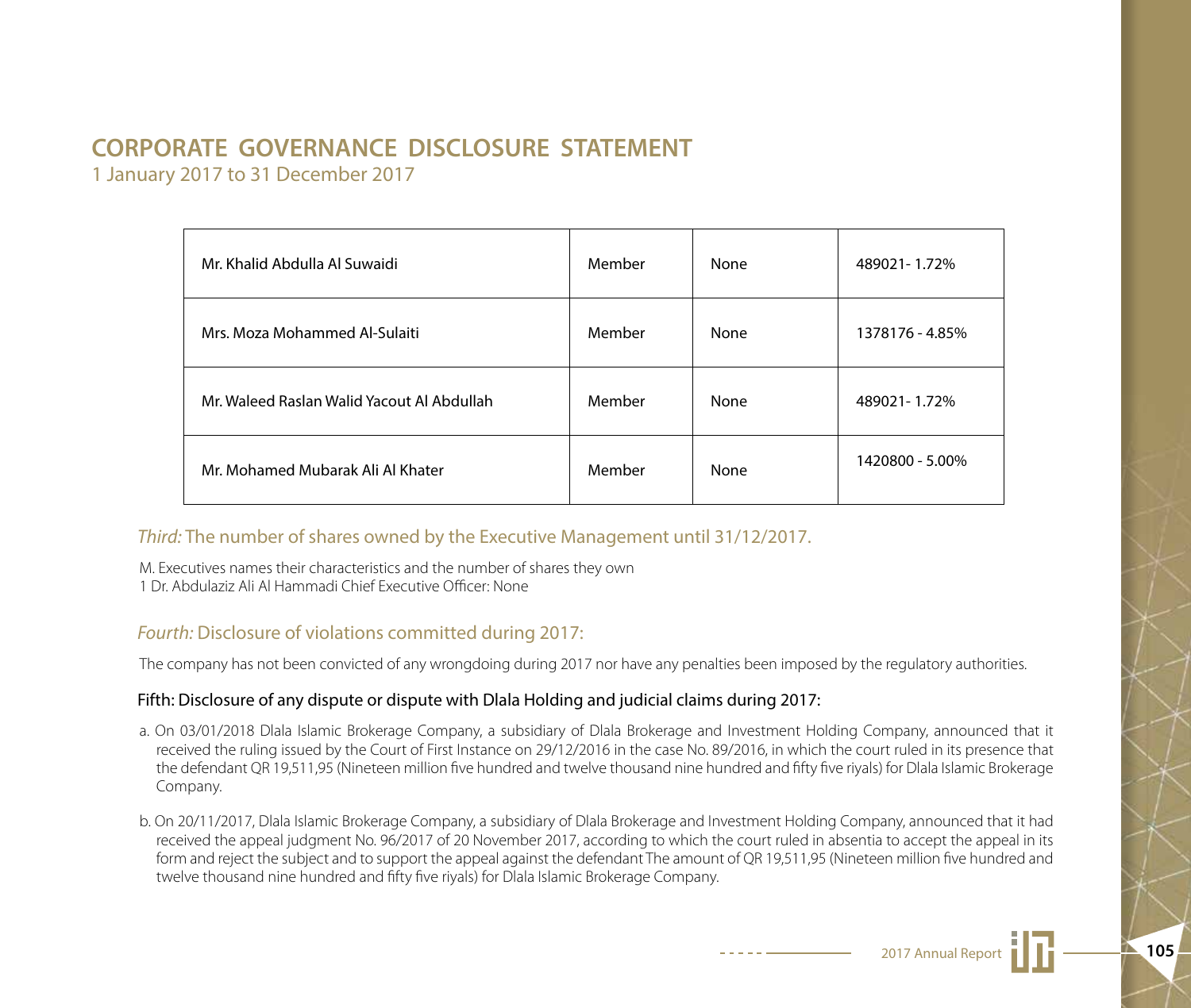# CORPORATE GOVERNANCE DISCLOSURE STATEMENT

1 January 2017 to 31 December 2017

| | | | |
|---|---|---|---|
| Mr. Khalid Abdulla Al Suwaidi | Member | None | 489021- 1.72% |
| Mrs. Moza Mohammed Al-Sulaiti | Member | None | 1378176 - 4.85% |
| Mr. Waleed Raslan Walid Yacout Al Abdullah | Member | None | 489021- 1.72% |
| Mr. Mohamed Mubarak Ali Al Khater | Member | None | 1420800 - 5.00% |

## *Third:* The number of shares owned by the Executive Management until 31/12/2017.

M. Executives names their characteristics and the number of shares they own
1 Dr. Abdulaziz Ali Al Hammadi Chief Executive Officer: None

## *Fourth:* Disclosure of violations committed during 2017:

The company has not been convicted of any wrongdoing during 2017 nor have any penalties been imposed by the regulatory authorities.

### Fifth: Disclosure of any dispute or dispute with Dlala Holding and judicial claims during 2017:

a. On 03/01/2018 Dlala Islamic Brokerage Company, a subsidiary of Dlala Brokerage and Investment Holding Company, announced that it received the ruling issued by the Court of First Instance on 29/12/2016 in the case No. 89/2016, in which the court ruled in its presence that the defendant QR 19,511,95 (Nineteen million five hundred and twelve thousand nine hundred and fifty five riyals) for Dlala Islamic Brokerage Company.

b. On 20/11/2017, Dlala Islamic Brokerage Company, a subsidiary of Dlala Brokerage and Investment Holding Company, announced that it had received the appeal judgment No. 96/2017 of 20 November 2017, according to which the court ruled in absentia to accept the appeal in its form and reject the subject and to support the appeal against the defendant The amount of QR 19,511,95 (Nineteen million five hundred and twelve thousand nine hundred and fifty five riyals) for Dlala Islamic Brokerage Company.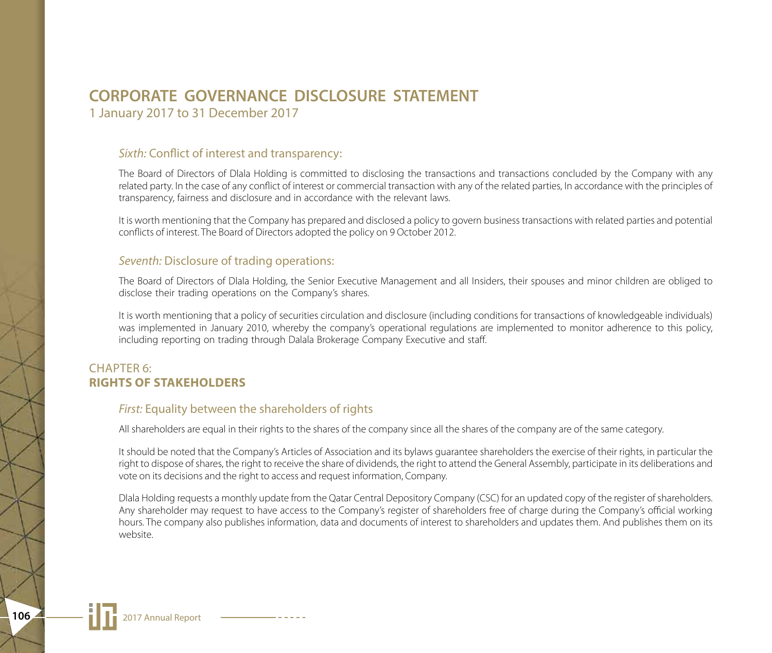# CORPORATE GOVERNANCE DISCLOSURE STATEMENT

1 January 2017 to 31 December 2017

### *Sixth:* Conflict of interest and transparency:

The Board of Directors of Dlala Holding is committed to disclosing the transactions and transactions concluded by the Company with any related party. In the case of any conflict of interest or commercial transaction with any of the related parties, In accordance with the principles of transparency, fairness and disclosure and in accordance with the relevant laws.

It is worth mentioning that the Company has prepared and disclosed a policy to govern business transactions with related parties and potential conflicts of interest. The Board of Directors adopted the policy on 9 October 2012.

### *Seventh:* Disclosure of trading operations:

The Board of Directors of Dlala Holding, the Senior Executive Management and all Insiders, their spouses and minor children are obliged to disclose their trading operations on the Company's shares.

It is worth mentioning that a policy of securities circulation and disclosure (including conditions for transactions of knowledgeable individuals) was implemented in January 2010, whereby the company's operational regulations are implemented to monitor adherence to this policy, including reporting on trading through Dalala Brokerage Company Executive and staff.

## CHAPTER 6: **RIGHTS OF STAKEHOLDERS**

### *First:* Equality between the shareholders of rights

All shareholders are equal in their rights to the shares of the company since all the shares of the company are of the same category.

It should be noted that the Company's Articles of Association and its bylaws guarantee shareholders the exercise of their rights, in particular the right to dispose of shares, the right to receive the share of dividends, the right to attend the General Assembly, participate in its deliberations and vote on its decisions and the right to access and request information, Company.

Dlala Holding requests a monthly update from the Qatar Central Depository Company (CSC) for an updated copy of the register of shareholders. Any shareholder may request to have access to the Company's register of shareholders free of charge during the Company's official working hours. The company also publishes information, data and documents of interest to shareholders and updates them. And publishes them on its website.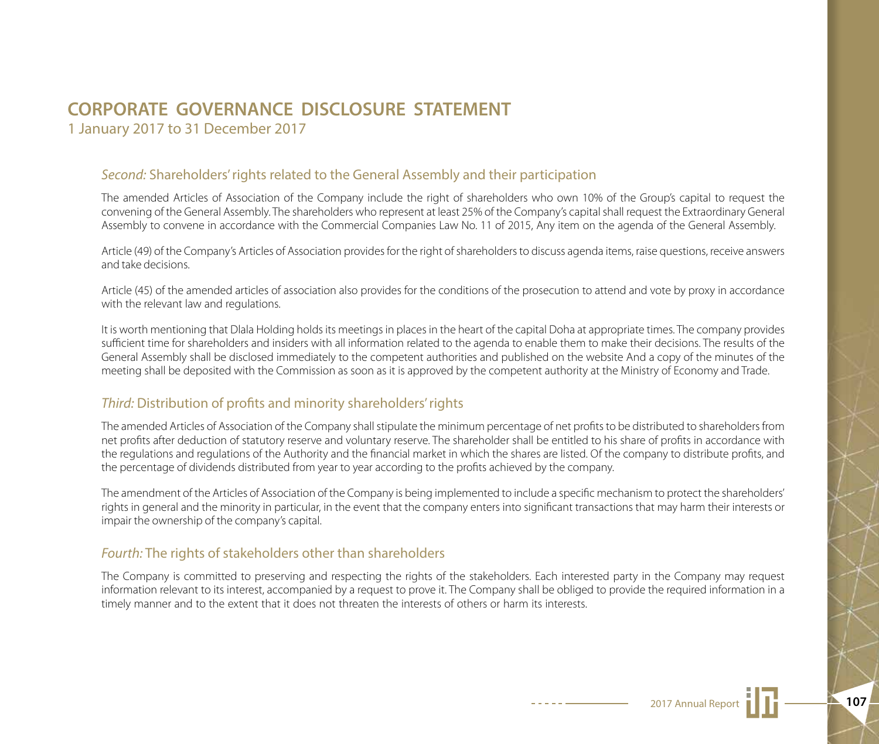# CORPORATE GOVERNANCE DISCLOSURE STATEMENT

1 January 2017 to 31 December 2017

## *Second:* Shareholders' rights related to the General Assembly and their participation

The amended Articles of Association of the Company include the right of shareholders who own 10% of the Group's capital to request the convening of the General Assembly. The shareholders who represent at least 25% of the Company's capital shall request the Extraordinary General Assembly to convene in accordance with the Commercial Companies Law No. 11 of 2015, Any item on the agenda of the General Assembly.

Article (49) of the Company's Articles of Association provides for the right of shareholders to discuss agenda items, raise questions, receive answers and take decisions.

Article (45) of the amended articles of association also provides for the conditions of the prosecution to attend and vote by proxy in accordance with the relevant law and regulations.

It is worth mentioning that Dlala Holding holds its meetings in places in the heart of the capital Doha at appropriate times. The company provides sufficient time for shareholders and insiders with all information related to the agenda to enable them to make their decisions. The results of the General Assembly shall be disclosed immediately to the competent authorities and published on the website And a copy of the minutes of the meeting shall be deposited with the Commission as soon as it is approved by the competent authority at the Ministry of Economy and Trade.

## *Third:* Distribution of profits and minority shareholders' rights

The amended Articles of Association of the Company shall stipulate the minimum percentage of net profits to be distributed to shareholders from net profits after deduction of statutory reserve and voluntary reserve. The shareholder shall be entitled to his share of profits in accordance with the regulations and regulations of the Authority and the financial market in which the shares are listed. Of the company to distribute profits, and the percentage of dividends distributed from year to year according to the profits achieved by the company.

The amendment of the Articles of Association of the Company is being implemented to include a specific mechanism to protect the shareholders' rights in general and the minority in particular, in the event that the company enters into significant transactions that may harm their interests or impair the ownership of the company's capital.

## *Fourth:* The rights of stakeholders other than shareholders

The Company is committed to preserving and respecting the rights of the stakeholders. Each interested party in the Company may request information relevant to its interest, accompanied by a request to prove it. The Company shall be obliged to provide the required information in a timely manner and to the extent that it does not threaten the interests of others or harm its interests.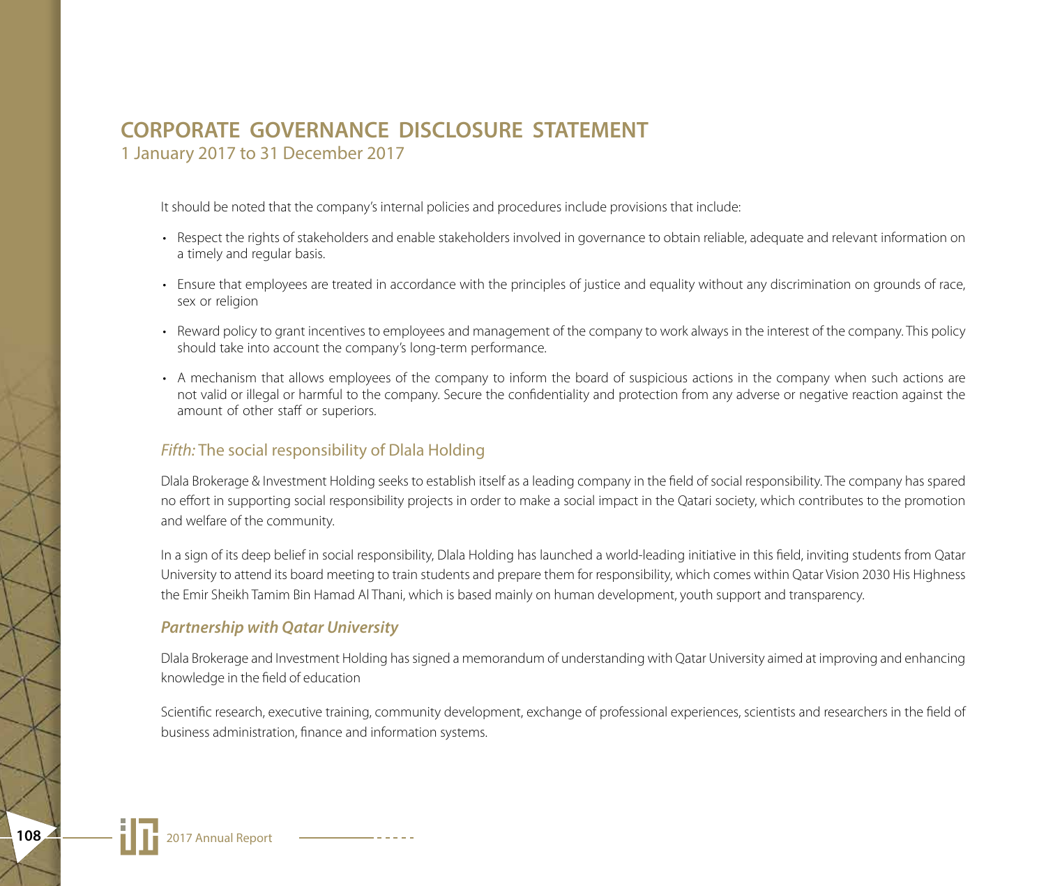# CORPORATE GOVERNANCE DISCLOSURE STATEMENT

1 January 2017 to 31 December 2017

It should be noted that the company's internal policies and procedures include provisions that include:

- Respect the rights of stakeholders and enable stakeholders involved in governance to obtain reliable, adequate and relevant information on a timely and regular basis.
- Ensure that employees are treated in accordance with the principles of justice and equality without any discrimination on grounds of race, sex or religion
- Reward policy to grant incentives to employees and management of the company to work always in the interest of the company. This policy should take into account the company's long-term performance.
- A mechanism that allows employees of the company to inform the board of suspicious actions in the company when such actions are not valid or illegal or harmful to the company. Secure the confidentiality and protection from any adverse or negative reaction against the amount of other staff or superiors.

## *Fifth:* The social responsibility of Dlala Holding

Dlala Brokerage & Investment Holding seeks to establish itself as a leading company in the field of social responsibility. The company has spared no effort in supporting social responsibility projects in order to make a social impact in the Qatari society, which contributes to the promotion and welfare of the community.

In a sign of its deep belief in social responsibility, Dlala Holding has launched a world-leading initiative in this field, inviting students from Qatar University to attend its board meeting to train students and prepare them for responsibility, which comes within Qatar Vision 2030 His Highness the Emir Sheikh Tamim Bin Hamad Al Thani, which is based mainly on human development, youth support and transparency.

### ***Partnership with Qatar University***

Dlala Brokerage and Investment Holding has signed a memorandum of understanding with Qatar University aimed at improving and enhancing knowledge in the field of education

Scientific research, executive training, community development, exchange of professional experiences, scientists and researchers in the field of business administration, finance and information systems.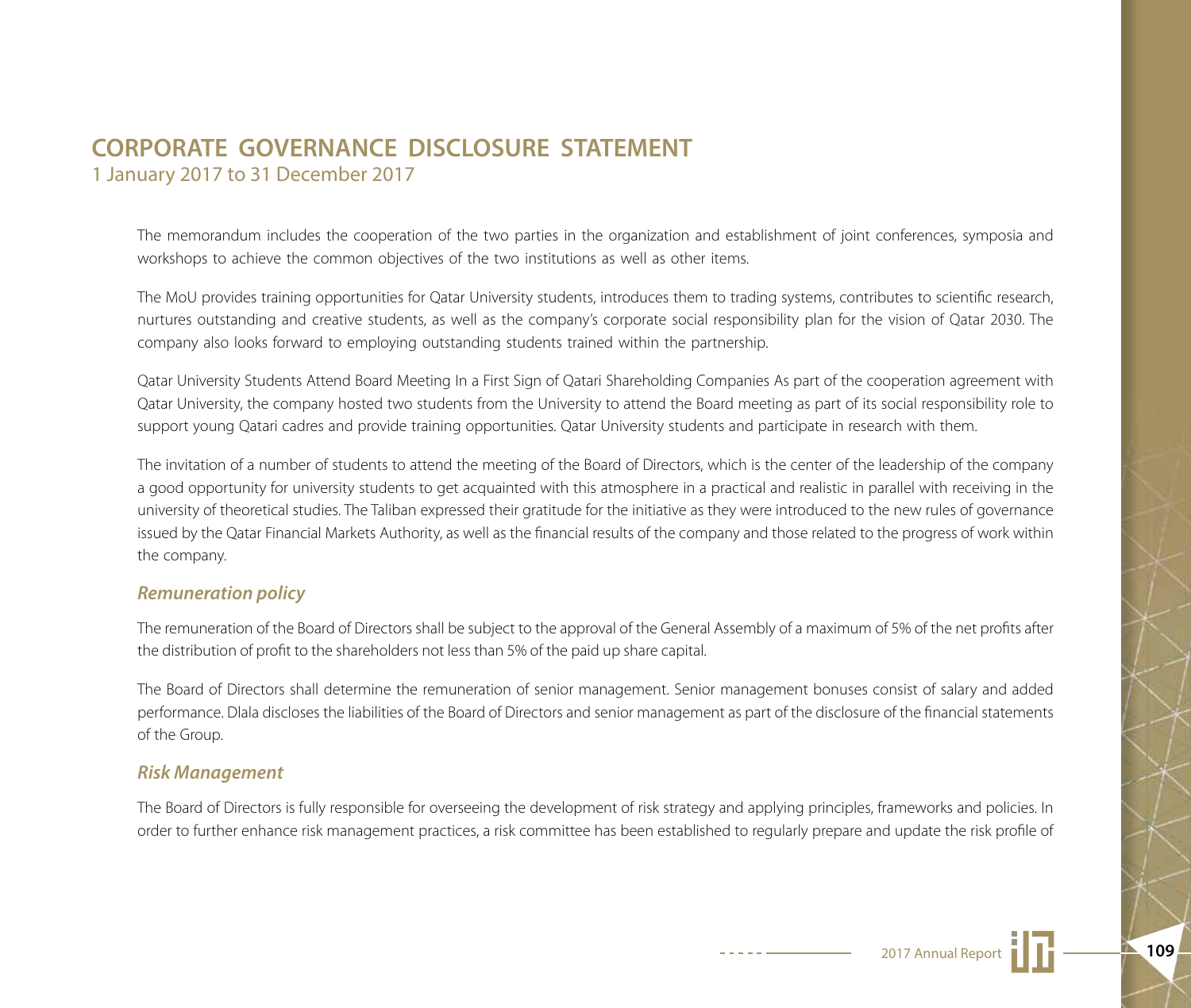# CORPORATE GOVERNANCE DISCLOSURE STATEMENT

1 January 2017 to 31 December 2017

The memorandum includes the cooperation of the two parties in the organization and establishment of joint conferences, symposia and workshops to achieve the common objectives of the two institutions as well as other items.

The MoU provides training opportunities for Qatar University students, introduces them to trading systems, contributes to scientific research, nurtures outstanding and creative students, as well as the company's corporate social responsibility plan for the vision of Qatar 2030. The company also looks forward to employing outstanding students trained within the partnership.

Qatar University Students Attend Board Meeting In a First Sign of Qatari Shareholding Companies As part of the cooperation agreement with Qatar University, the company hosted two students from the University to attend the Board meeting as part of its social responsibility role to support young Qatari cadres and provide training opportunities. Qatar University students and participate in research with them.

The invitation of a number of students to attend the meeting of the Board of Directors, which is the center of the leadership of the company a good opportunity for university students to get acquainted with this atmosphere in a practical and realistic in parallel with receiving in the university of theoretical studies. The Taliban expressed their gratitude for the initiative as they were introduced to the new rules of governance issued by the Qatar Financial Markets Authority, as well as the financial results of the company and those related to the progress of work within the company.

### *Remuneration policy*

The remuneration of the Board of Directors shall be subject to the approval of the General Assembly of a maximum of 5% of the net profits after the distribution of profit to the shareholders not less than 5% of the paid up share capital.

The Board of Directors shall determine the remuneration of senior management. Senior management bonuses consist of salary and added performance. Dlala discloses the liabilities of the Board of Directors and senior management as part of the disclosure of the financial statements of the Group.

### *Risk Management*

The Board of Directors is fully responsible for overseeing the development of risk strategy and applying principles, frameworks and policies. In order to further enhance risk management practices, a risk committee has been established to regularly prepare and update the risk profile of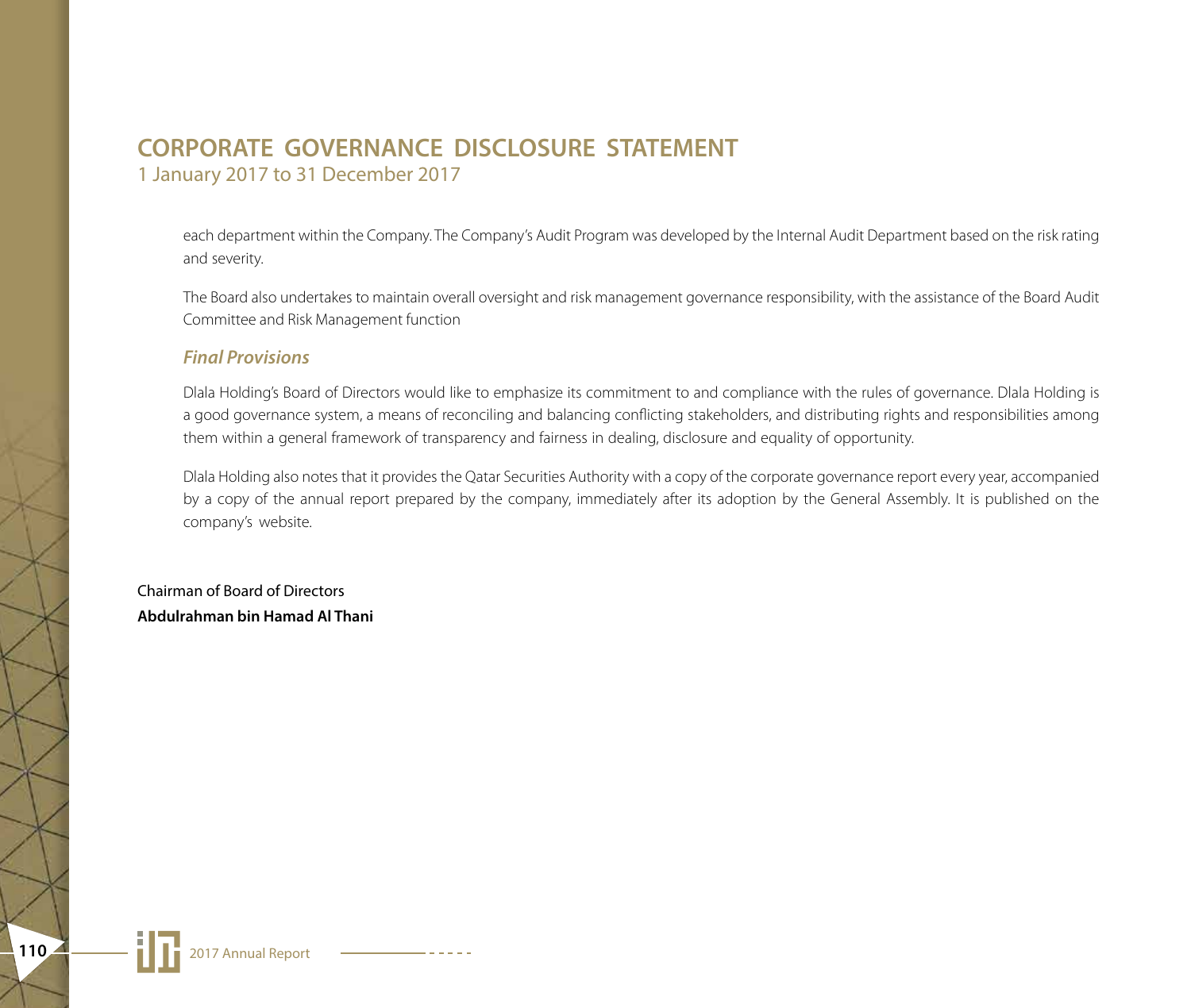# CORPORATE GOVERNANCE DISCLOSURE STATEMENT

1 January 2017 to 31 December 2017

each department within the Company. The Company's Audit Program was developed by the Internal Audit Department based on the risk rating and severity.

The Board also undertakes to maintain overall oversight and risk management governance responsibility, with the assistance of the Board Audit Committee and Risk Management function

### *Final Provisions*

Dlala Holding's Board of Directors would like to emphasize its commitment to and compliance with the rules of governance. Dlala Holding is a good governance system, a means of reconciling and balancing conflicting stakeholders, and distributing rights and responsibilities among them within a general framework of transparency and fairness in dealing, disclosure and equality of opportunity.

Dlala Holding also notes that it provides the Qatar Securities Authority with a copy of the corporate governance report every year, accompanied by a copy of the annual report prepared by the company, immediately after its adoption by the General Assembly. It is published on the company's website.

Chairman of Board of Directors
**Abdulrahman bin Hamad Al Thani**